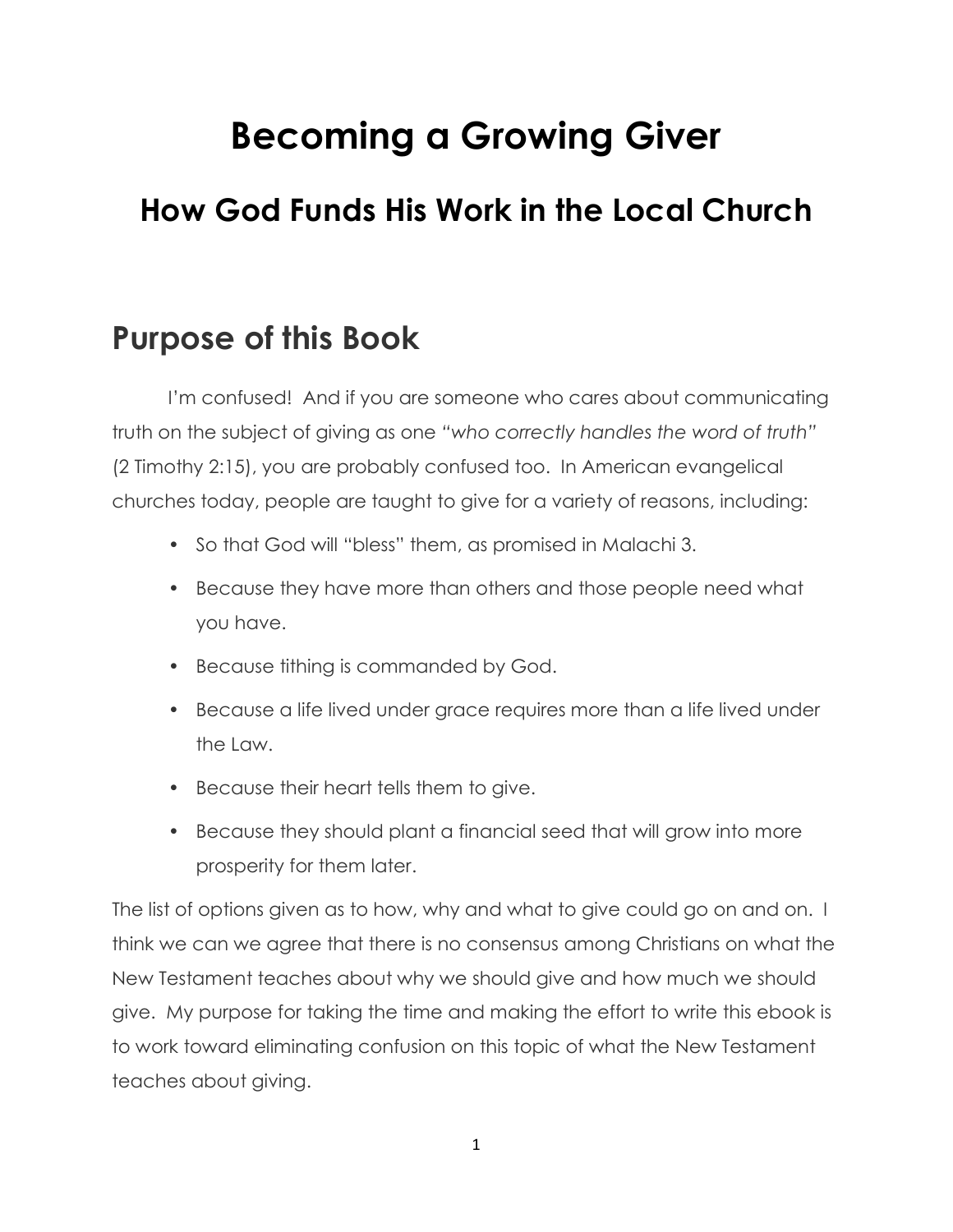# Becoming a Growing Giver

## How God Funds His Work in the Local Church

## Purpose of this Book

I'm confused! And if you are someone who cares about communicating truth on the subject of giving as one *"who correctly handles the word of truth"* (2 Timothy 2:15), you are probably confused too. In American evangelical churches today, people are taught to give for a variety of reasons, including:

- So that God will "bless" them, as promised in Malachi 3.
- Because they have more than others and those people need what you have.
- Because tithing is commanded by God.
- Because a life lived under grace requires more than a life lived under the Law.
- Because their heart tells them to give.
- Because they should plant a financial seed that will grow into more prosperity for them later.

The list of options given as to how, why and what to give could go on and on. I think we can we agree that there is no consensus among Christians on what the New Testament teaches about why we should give and how much we should give. My purpose for taking the time and making the effort to write this ebook is to work toward eliminating confusion on this topic of what the New Testament teaches about giving.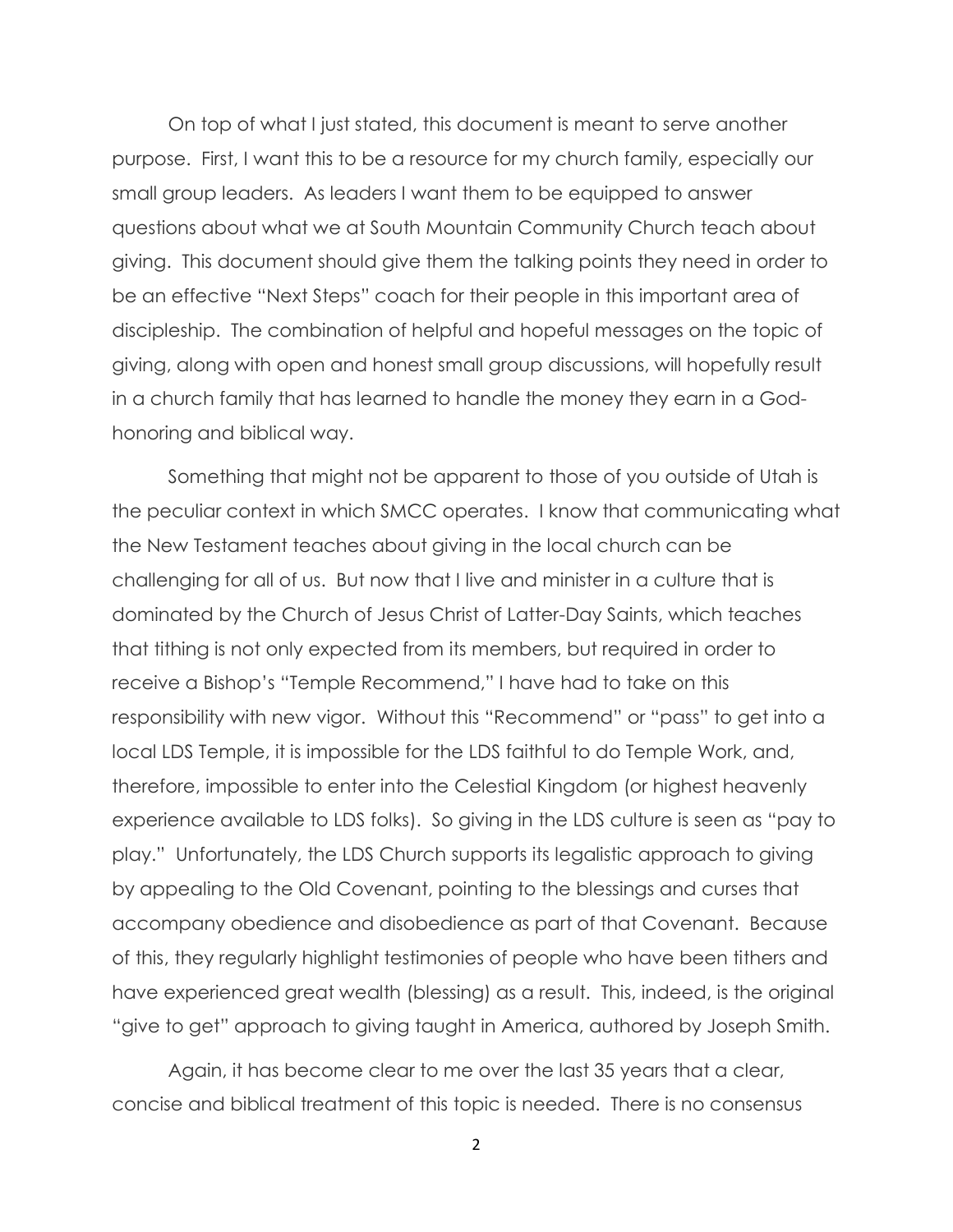On top of what I just stated, this document is meant to serve another purpose. First, I want this to be a resource for my church family, especially our small group leaders. As leaders I want them to be equipped to answer questions about what we at South Mountain Community Church teach about giving. This document should give them the talking points they need in order to be an effective "Next Steps" coach for their people in this important area of discipleship. The combination of helpful and hopeful messages on the topic of giving, along with open and honest small group discussions, will hopefully result in a church family that has learned to handle the money they earn in a God-honoring and biblical way.

Something that might not be apparent to those of you outside of Utah is the peculiar context in which SMCC operates. I know that communicating what the New Testament teaches about giving in the local church can be challenging for all of us. But now that I live and minister in a culture that is dominated by the Church of Jesus Christ of Latter-Day Saints, which teaches that tithing is not only expected from its members, but required in order to receive a Bishop's "Temple Recommend," I have had to take on this responsibility with new vigor. Without this "Recommend" or "pass" to get into a local LDS Temple, it is impossible for the LDS faithful to do Temple Work, and, therefore, impossible to enter into the Celestial Kingdom (or highest heavenly experience available to LDS folks). So giving in the LDS culture is seen as "pay to play." Unfortunately, the LDS Church supports its legalistic approach to giving by appealing to the Old Covenant, pointing to the blessings and curses that accompany obedience and disobedience as part of that Covenant. Because of this, they regularly highlight testimonies of people who have been tithers and have experienced great wealth (blessing) as a result. This, indeed, is the original "give to get" approach to giving taught in America, authored by Joseph Smith.

Again, it has become clear to me over the last 35 years that a clear, concise and biblical treatment of this topic is needed. There is no consensus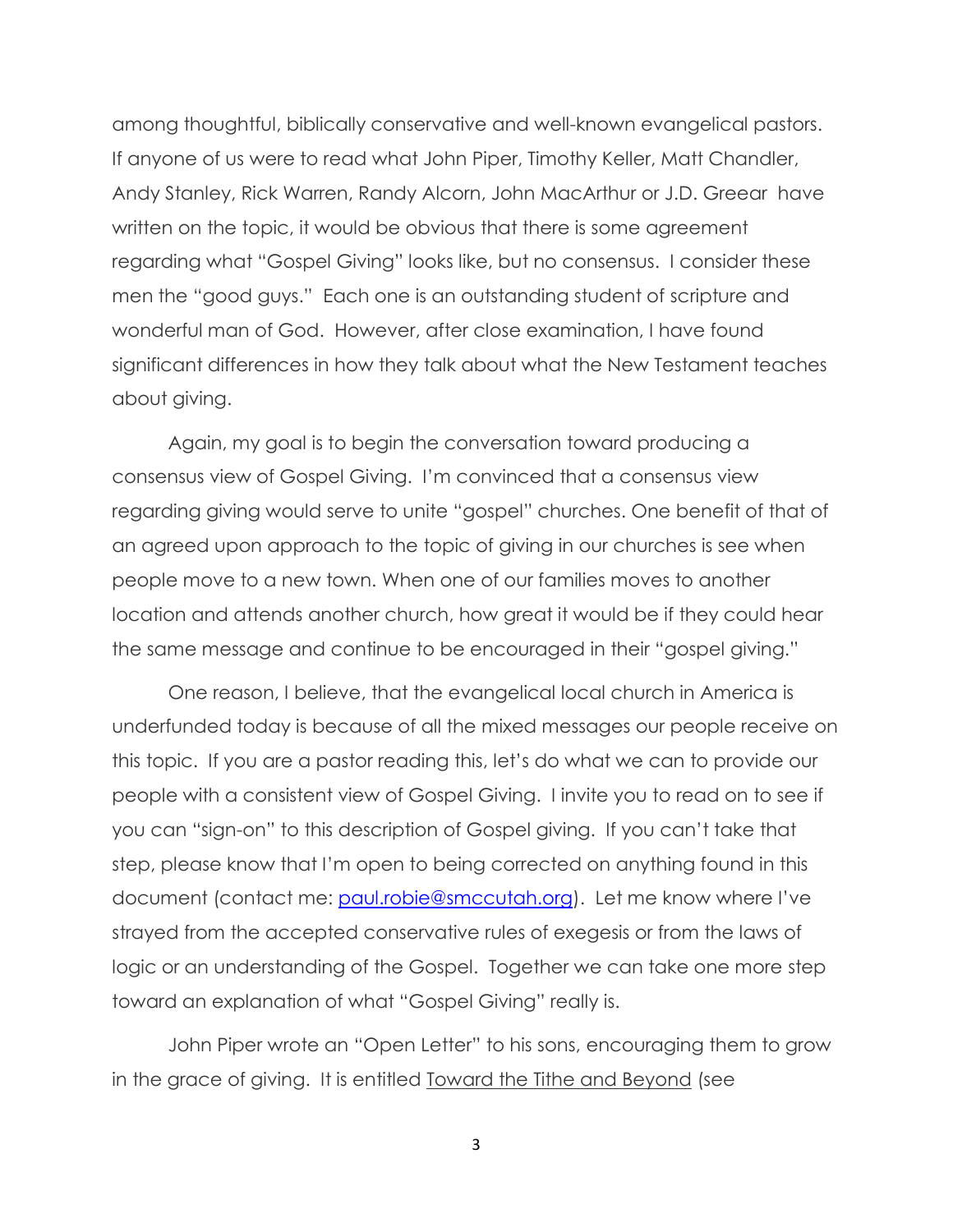among thoughtful, biblically conservative and well-known evangelical pastors. If anyone of us were to read what John Piper, Timothy Keller, Matt Chandler, Andy Stanley, Rick Warren, Randy Alcorn, John MacArthur or J.D. Greear have written on the topic, it would be obvious that there is some agreement regarding what "Gospel Giving" looks like, but no consensus. I consider these men the "good guys." Each one is an outstanding student of scripture and wonderful man of God. However, after close examination, I have found significant differences in how they talk about what the New Testament teaches about giving.

Again, my goal is to begin the conversation toward producing a consensus view of Gospel Giving. I'm convinced that a consensus view regarding giving would serve to unite "gospel" churches. One benefit of that of an agreed upon approach to the topic of giving in our churches is see when people move to a new town. When one of our families moves to another location and attends another church, how great it would be if they could hear the same message and continue to be encouraged in their "gospel giving."

One reason, I believe, that the evangelical local church in America is underfunded today is because of all the mixed messages our people receive on this topic. If you are a pastor reading this, let's do what we can to provide our people with a consistent view of Gospel Giving. I invite you to read on to see if you can "sign-on" to this description of Gospel giving. If you can't take that step, please know that I'm open to being corrected on anything found in this document (contact me: [paul.robie@smccutah.org](mailto:paul.robie@smccutah.org)). Let me know where I've strayed from the accepted conservative rules of exegesis or from the laws of logic or an understanding of the Gospel. Together we can take one more step toward an explanation of what "Gospel Giving" really is.

John Piper wrote an "Open Letter" to his sons, encouraging them to grow in the grace of giving. It is entitled <u>Toward the Tithe and Beyond</u> (see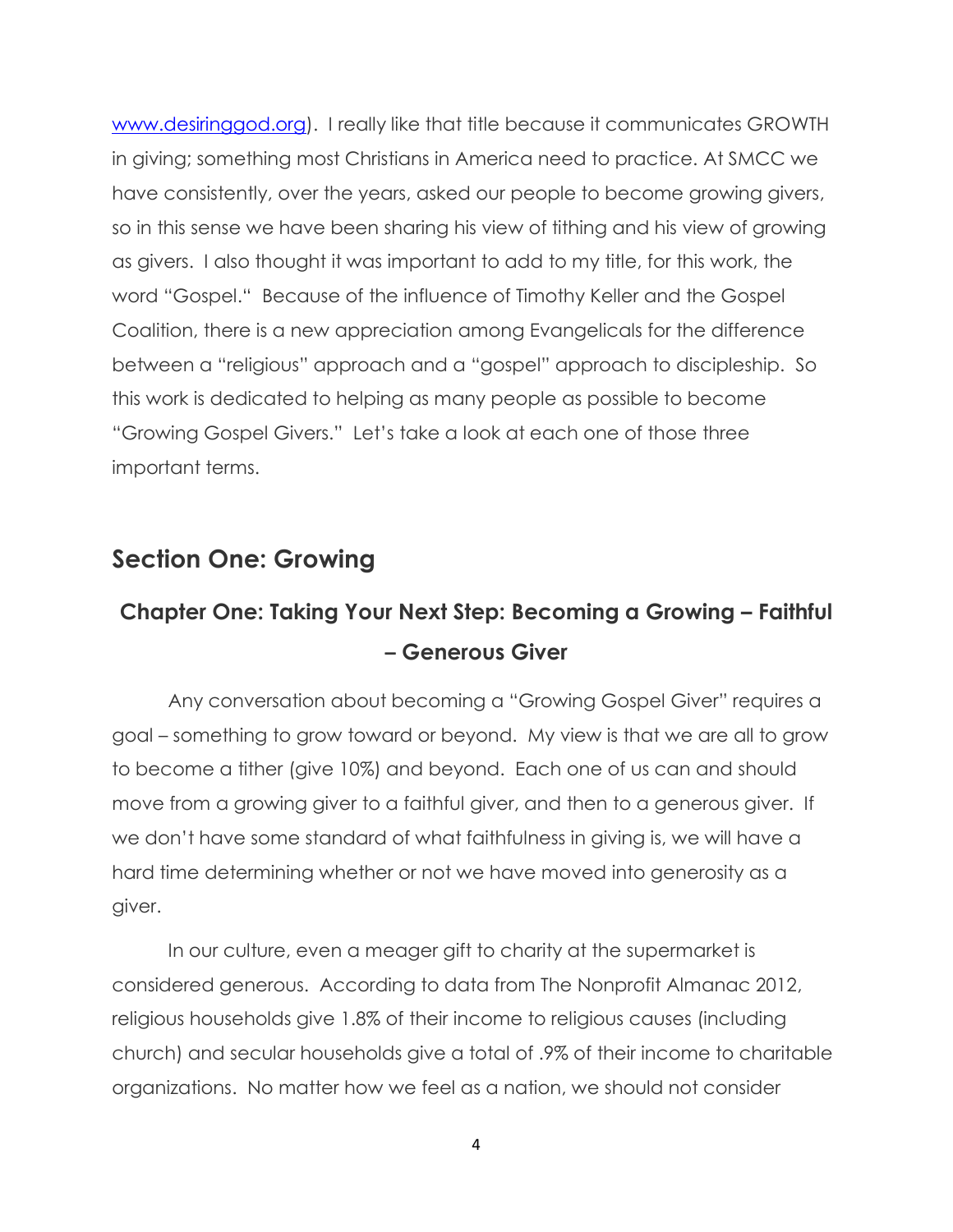www.desiringgod.org). I really like that title because it communicates GROWTH in giving; something most Christians in America need to practice. At SMCC we have consistently, over the years, asked our people to become growing givers, so in this sense we have been sharing his view of tithing and his view of growing as givers. I also thought it was important to add to my title, for this work, the word "Gospel." Because of the influence of Timothy Keller and the Gospel Coalition, there is a new appreciation among Evangelicals for the difference between a "religious" approach and a "gospel" approach to discipleship. So this work is dedicated to helping as many people as possible to become "Growing Gospel Givers." Let's take a look at each one of those three important terms.

## Section One: Growing

### Chapter One: Taking Your Next Step: Becoming a Growing – Faithful – Generous Giver

Any conversation about becoming a "Growing Gospel Giver" requires a goal – something to grow toward or beyond. My view is that we are all to grow to become a tither (give 10%) and beyond. Each one of us can and should move from a growing giver to a faithful giver, and then to a generous giver. If we don't have some standard of what faithfulness in giving is, we will have a hard time determining whether or not we have moved into generosity as a giver.

In our culture, even a meager gift to charity at the supermarket is considered generous. According to data from The Nonprofit Almanac 2012, religious households give 1.8% of their income to religious causes (including church) and secular households give a total of .9% of their income to charitable organizations. No matter how we feel as a nation, we should not consider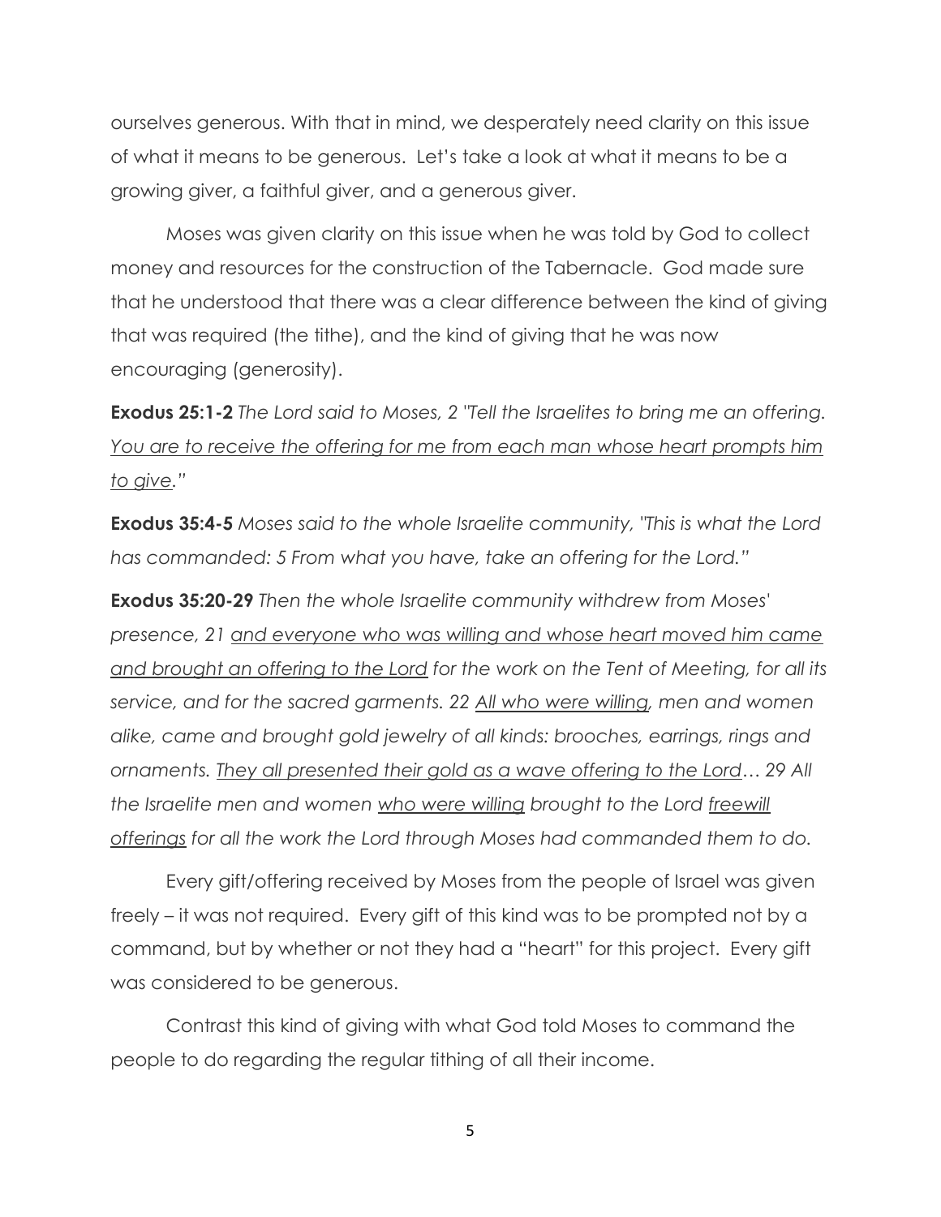ourselves generous. With that in mind, we desperately need clarity on this issue of what it means to be generous. Let's take a look at what it means to be a growing giver, a faithful giver, and a generous giver.

Moses was given clarity on this issue when he was told by God to collect money and resources for the construction of the Tabernacle. God made sure that he understood that there was a clear difference between the kind of giving that was required (the tithe), and the kind of giving that he was now encouraging (generosity).

**Exodus 25:1-2** *The Lord said to Moses, 2 "Tell the Israelites to bring me an offering. <u>You are to receive the offering for me from each man whose heart prompts him to give</u>."*

**Exodus 35:4-5** *Moses said to the whole Israelite community, "This is what the Lord has commanded: 5 From what you have, take an offering for the Lord."*

**Exodus 35:20-29** *Then the whole Israelite community withdrew from Moses' presence, 21 <u>and everyone who was willing and whose heart moved him came and brought an offering to the Lord</u> for the work on the Tent of Meeting, for all its service, and for the sacred garments. 22 <u>All who were willing</u>, men and women alike, came and brought gold jewelry of all kinds: brooches, earrings, rings and ornaments. <u>They all presented their gold as a wave offering to the Lord</u>… 29 All the Israelite men and women <u>who were willing</u> brought to the Lord <u>freewill offerings</u> for all the work the Lord through Moses had commanded them to do.*

Every gift/offering received by Moses from the people of Israel was given freely – it was not required. Every gift of this kind was to be prompted not by a command, but by whether or not they had a "heart" for this project. Every gift was considered to be generous.

Contrast this kind of giving with what God told Moses to command the people to do regarding the regular tithing of all their income.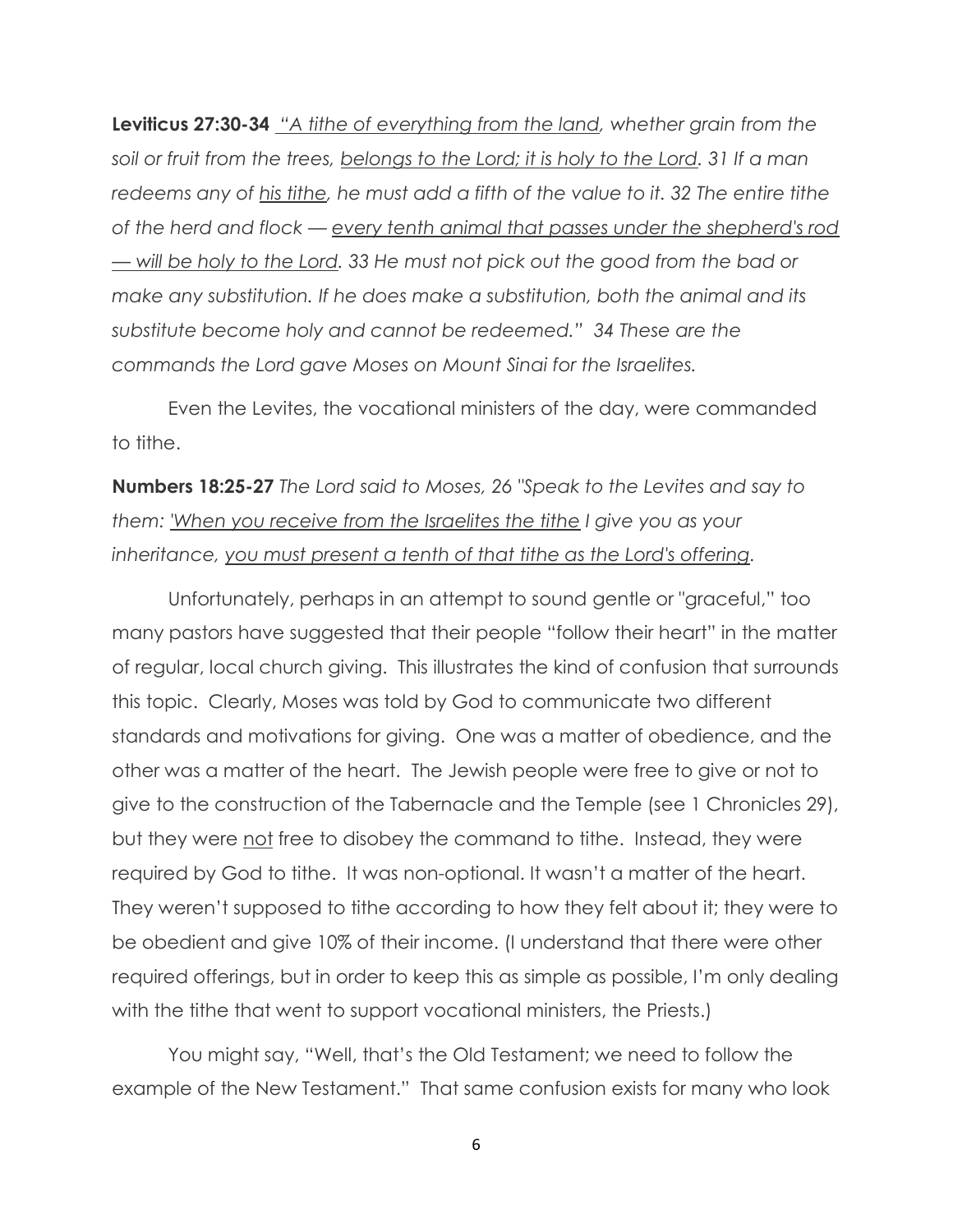**Leviticus 27:30-34** *"A tithe of everything from the land, whether grain from the soil or fruit from the trees, belongs to the Lord; it is holy to the Lord. 31 If a man redeems any of his tithe, he must add a fifth of the value to it. 32 The entire tithe of the herd and flock — every tenth animal that passes under the shepherd's rod — will be holy to the Lord. 33 He must not pick out the good from the bad or make any substitution. If he does make a substitution, both the animal and its substitute become holy and cannot be redeemed." 34 These are the commands the Lord gave Moses on Mount Sinai for the Israelites.*

Even the Levites, the vocational ministers of the day, were commanded to tithe.

**Numbers 18:25-27** *The Lord said to Moses, 26 "Speak to the Levites and say to them: 'When you receive from the Israelites the tithe I give you as your inheritance, you must present a tenth of that tithe as the Lord's offering.*

Unfortunately, perhaps in an attempt to sound gentle or "graceful," too many pastors have suggested that their people "follow their heart" in the matter of regular, local church giving. This illustrates the kind of confusion that surrounds this topic. Clearly, Moses was told by God to communicate two different standards and motivations for giving. One was a matter of obedience, and the other was a matter of the heart. The Jewish people were free to give or not to give to the construction of the Tabernacle and the Temple (see 1 Chronicles 29), but they were not free to disobey the command to tithe. Instead, they were required by God to tithe. It was non-optional. It wasn't a matter of the heart. They weren't supposed to tithe according to how they felt about it; they were to be obedient and give 10% of their income. (I understand that there were other required offerings, but in order to keep this as simple as possible, I'm only dealing with the tithe that went to support vocational ministers, the Priests.)

You might say, "Well, that's the Old Testament; we need to follow the example of the New Testament." That same confusion exists for many who look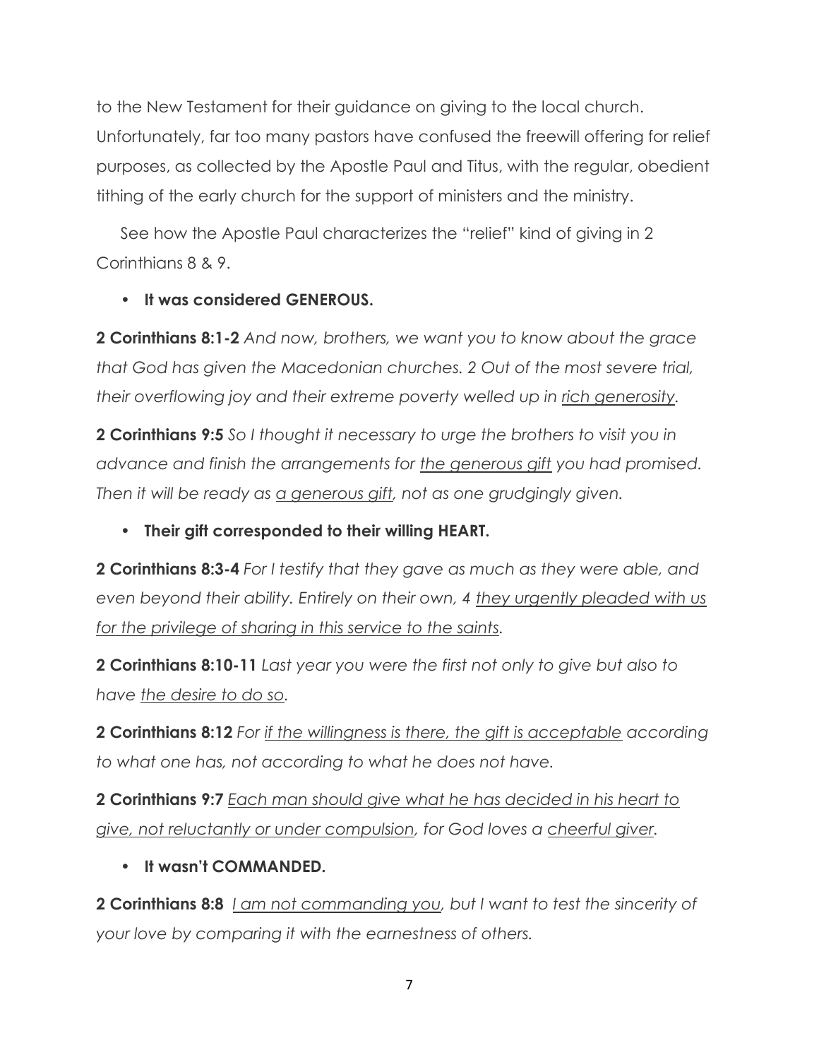to the New Testament for their guidance on giving to the local church. Unfortunately, far too many pastors have confused the freewill offering for relief purposes, as collected by the Apostle Paul and Titus, with the regular, obedient tithing of the early church for the support of ministers and the ministry.

See how the Apostle Paul characterizes the "relief" kind of giving in 2 Corinthians 8 & 9.

- **It was considered GENEROUS.**

**2 Corinthians 8:1-2** *And now, brothers, we want you to know about the grace that God has given the Macedonian churches. 2 Out of the most severe trial, their overflowing joy and their extreme poverty welled up in <u>rich generosity</u>.*

**2 Corinthians 9:5** *So I thought it necessary to urge the brothers to visit you in advance and finish the arrangements for <u>the generous gift</u> you had promised. Then it will be ready as <u>a generous gift</u>, not as one grudgingly given.*

- **Their gift corresponded to their willing HEART.**

**2 Corinthians 8:3-4** *For I testify that they gave as much as they were able, and even beyond their ability. Entirely on their own, 4 <u>they urgently pleaded with us for the privilege of sharing in this service to the saints</u>.*

**2 Corinthians 8:10-11** *Last year you were the first not only to give but also to have <u>the desire to do so</u>.*

**2 Corinthians 8:12** *For <u>if the willingness is there, the gift is acceptable</u> according to what one has, not according to what he does not have.*

**2 Corinthians 9:7** *<u>Each man should give what he has decided in his heart to give, not reluctantly or under compulsion</u>, for God loves a <u>cheerful giver</u>.*

- **It wasn't COMMANDED.**

**2 Corinthians 8:8** *<u>I am not commanding you</u>, but I want to test the sincerity of your love by comparing it with the earnestness of others.*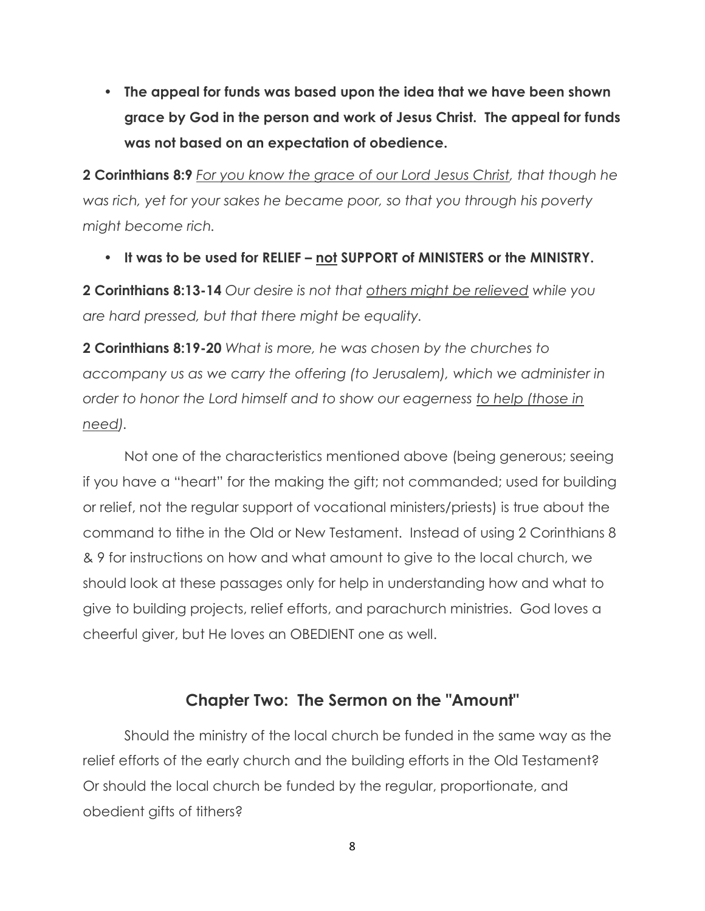- **The appeal for funds was based upon the idea that we have been shown grace by God in the person and work of Jesus Christ. The appeal for funds was not based on an expectation of obedience.**

**2 Corinthians 8:9** *<u>For you know the grace of our Lord Jesus Christ</u>, that though he was rich, yet for your sakes he became poor, so that you through his poverty might become rich.*

- **It was to be used for RELIEF – <u>not</u> SUPPORT of MINISTERS or the MINISTRY.**

**2 Corinthians 8:13-14** *Our desire is not that <u>others might be relieved</u> while you are hard pressed, but that there might be equality.*

**2 Corinthians 8:19-20** *What is more, he was chosen by the churches to accompany us as we carry the offering (to Jerusalem), which we administer in order to honor the Lord himself and to show our eagerness <u>to help (those in need)</u>.*

Not one of the characteristics mentioned above (being generous; seeing if you have a "heart" for the making the gift; not commanded; used for building or relief, not the regular support of vocational ministers/priests) is true about the command to tithe in the Old or New Testament. Instead of using 2 Corinthians 8 & 9 for instructions on how and what amount to give to the local church, we should look at these passages only for help in understanding how and what to give to building projects, relief efforts, and parachurch ministries. God loves a cheerful giver, but He loves an OBEDIENT one as well.

## Chapter Two: The Sermon on the "Amount"

Should the ministry of the local church be funded in the same way as the relief efforts of the early church and the building efforts in the Old Testament? Or should the local church be funded by the regular, proportionate, and obedient gifts of tithers?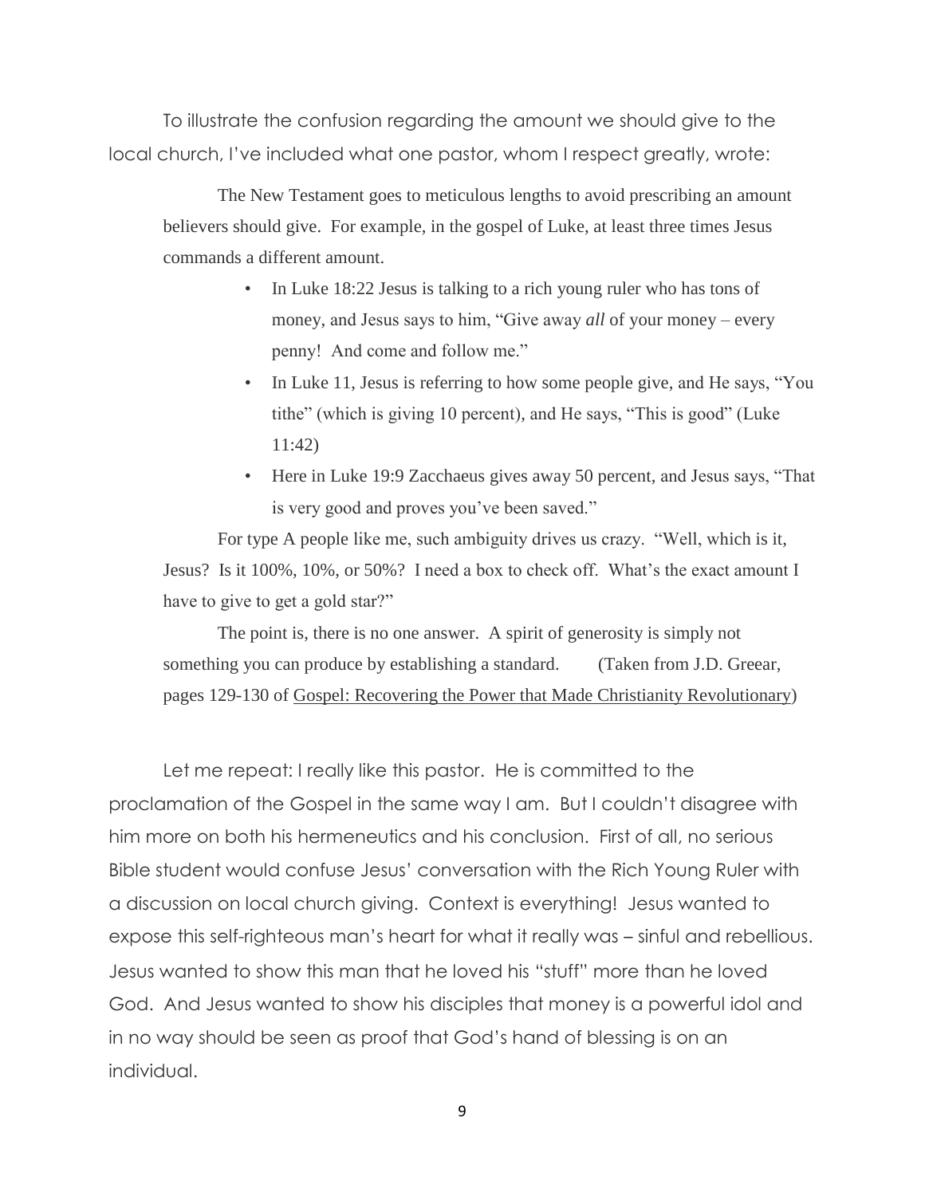To illustrate the confusion regarding the amount we should give to the local church, I've included what one pastor, whom I respect greatly, wrote:

> The New Testament goes to meticulous lengths to avoid prescribing an amount believers should give. For example, in the gospel of Luke, at least three times Jesus commands a different amount.
>
> - In Luke 18:22 Jesus is talking to a rich young ruler who has tons of money, and Jesus says to him, "Give away *all* of your money – every penny! And come and follow me."
> - In Luke 11, Jesus is referring to how some people give, and He says, "You tithe" (which is giving 10 percent), and He says, "This is good" (Luke 11:42)
> - Here in Luke 19:9 Zacchaeus gives away 50 percent, and Jesus says, "That is very good and proves you've been saved."
>
> For type A people like me, such ambiguity drives us crazy. "Well, which is it, Jesus? Is it 100%, 10%, or 50%? I need a box to check off. What's the exact amount I have to give to get a gold star?"
>
> The point is, there is no one answer. A spirit of generosity is simply not something you can produce by establishing a standard. (Taken from J.D. Greear, pages 129-130 of Gospel: Recovering the Power that Made Christianity Revolutionary)

Let me repeat: I really like this pastor. He is committed to the proclamation of the Gospel in the same way I am. But I couldn't disagree with him more on both his hermeneutics and his conclusion. First of all, no serious Bible student would confuse Jesus' conversation with the Rich Young Ruler with a discussion on local church giving. Context is everything! Jesus wanted to expose this self-righteous man's heart for what it really was – sinful and rebellious. Jesus wanted to show this man that he loved his "stuff" more than he loved God. And Jesus wanted to show his disciples that money is a powerful idol and in no way should be seen as proof that God's hand of blessing is on an individual.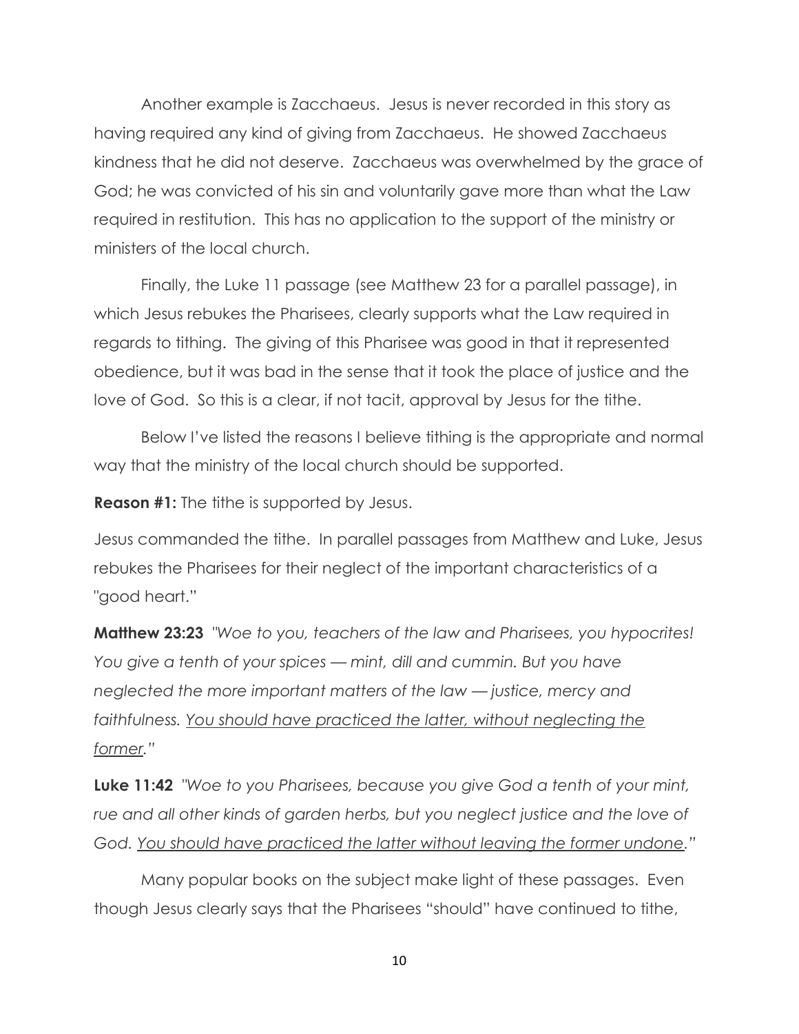Another example is Zacchaeus. Jesus is never recorded in this story as having required any kind of giving from Zacchaeus. He showed Zacchaeus kindness that he did not deserve. Zacchaeus was overwhelmed by the grace of God; he was convicted of his sin and voluntarily gave more than what the Law required in restitution. This has no application to the support of the ministry or ministers of the local church.

Finally, the Luke 11 passage (see Matthew 23 for a parallel passage), in which Jesus rebukes the Pharisees, clearly supports what the Law required in regards to tithing. The giving of this Pharisee was good in that it represented obedience, but it was bad in the sense that it took the place of justice and the love of God. So this is a clear, if not tacit, approval by Jesus for the tithe.

Below I've listed the reasons I believe tithing is the appropriate and normal way that the ministry of the local church should be supported.

**Reason #1:** The tithe is supported by Jesus.

Jesus commanded the tithe. In parallel passages from Matthew and Luke, Jesus rebukes the Pharisees for their neglect of the important characteristics of a "good heart."

**Matthew 23:23** *"Woe to you, teachers of the law and Pharisees, you hypocrites! You give a tenth of your spices — mint, dill and cummin. But you have neglected the more important matters of the law — justice, mercy and faithfulness. <u>You should have practiced the latter, without neglecting the former</u>."*

**Luke 11:42** *"Woe to you Pharisees, because you give God a tenth of your mint, rue and all other kinds of garden herbs, but you neglect justice and the love of God. <u>You should have practiced the latter without leaving the former undone</u>."*

Many popular books on the subject make light of these passages. Even though Jesus clearly says that the Pharisees "should" have continued to tithe,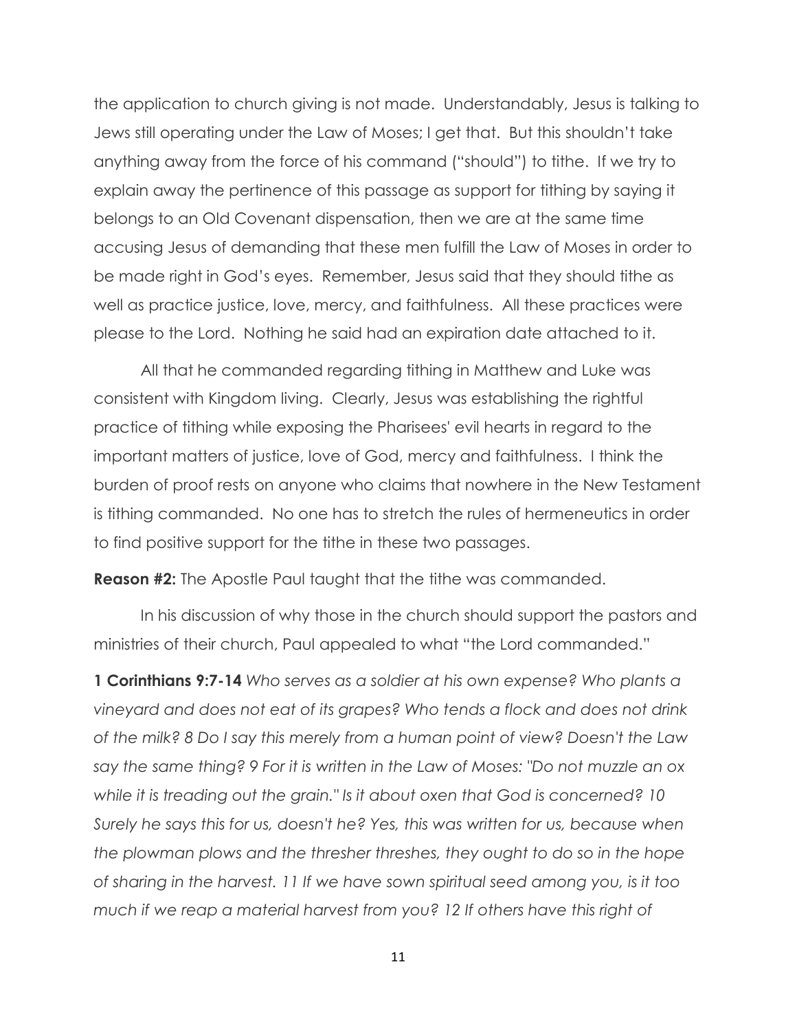the application to church giving is not made. Understandably, Jesus is talking to Jews still operating under the Law of Moses; I get that. But this shouldn't take anything away from the force of his command ("should") to tithe. If we try to explain away the pertinence of this passage as support for tithing by saying it belongs to an Old Covenant dispensation, then we are at the same time accusing Jesus of demanding that these men fulfill the Law of Moses in order to be made right in God's eyes. Remember, Jesus said that they should tithe as well as practice justice, love, mercy, and faithfulness. All these practices were please to the Lord. Nothing he said had an expiration date attached to it.

All that he commanded regarding tithing in Matthew and Luke was consistent with Kingdom living. Clearly, Jesus was establishing the rightful practice of tithing while exposing the Pharisees' evil hearts in regard to the important matters of justice, love of God, mercy and faithfulness. I think the burden of proof rests on anyone who claims that nowhere in the New Testament is tithing commanded. No one has to stretch the rules of hermeneutics in order to find positive support for the tithe in these two passages.

**Reason #2:** The Apostle Paul taught that the tithe was commanded.

In his discussion of why those in the church should support the pastors and ministries of their church, Paul appealed to what "the Lord commanded."

**1 Corinthians 9:7-14** *Who serves as a soldier at his own expense? Who plants a vineyard and does not eat of its grapes? Who tends a flock and does not drink of the milk? 8 Do I say this merely from a human point of view? Doesn't the Law say the same thing? 9 For it is written in the Law of Moses: "Do not muzzle an ox while it is treading out the grain." Is it about oxen that God is concerned? 10 Surely he says this for us, doesn't he? Yes, this was written for us, because when the plowman plows and the thresher threshes, they ought to do so in the hope of sharing in the harvest. 11 If we have sown spiritual seed among you, is it too much if we reap a material harvest from you? 12 If others have this right of*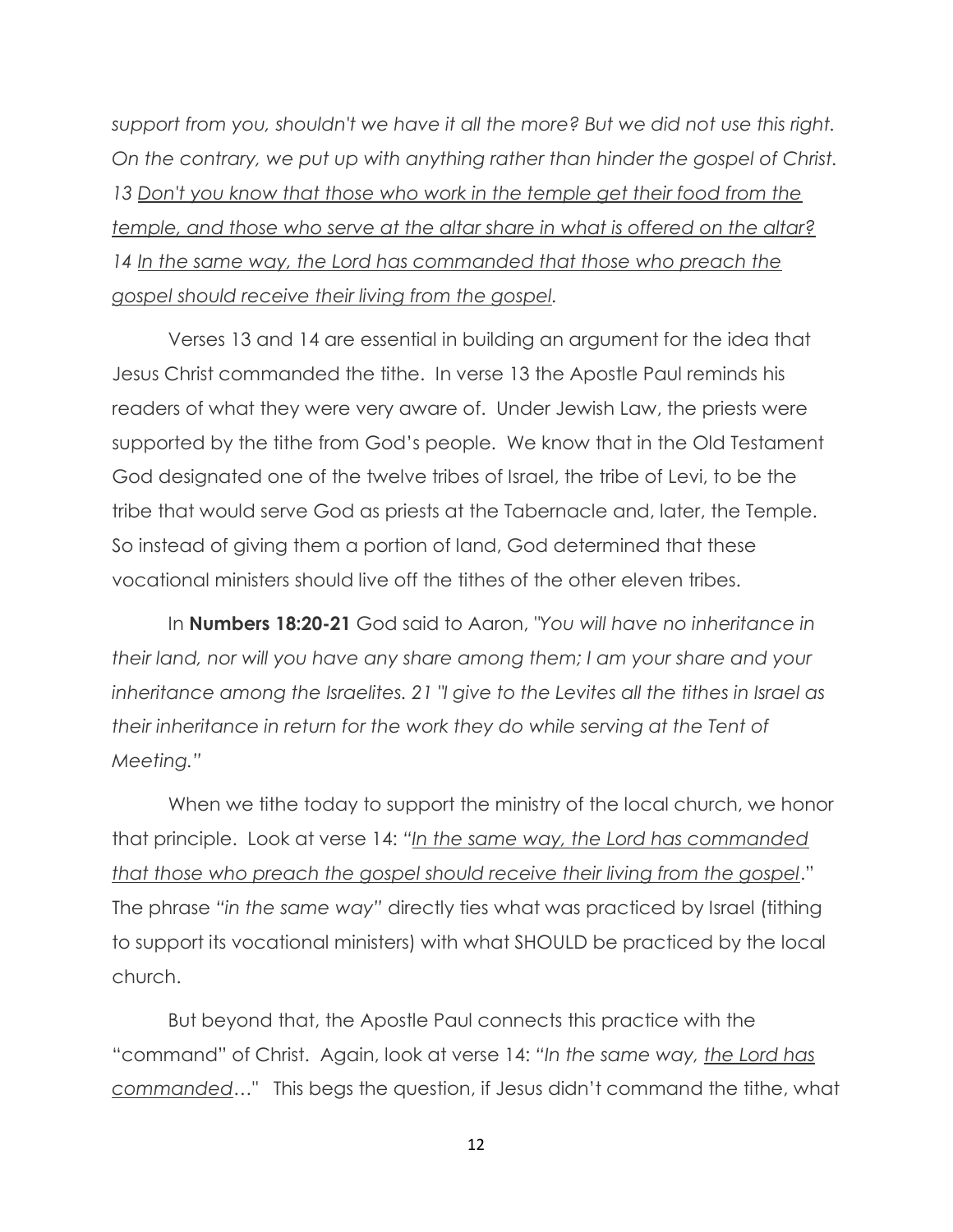*support from you, shouldn't we have it all the more? But we did not use this right. On the contrary, we put up with anything rather than hinder the gospel of Christ. 13 <u>Don't you know that those who work in the temple get their food from the temple, and those who serve at the altar share in what is offered on the altar?</u> 14 <u>In the same way, the Lord has commanded that those who preach the gospel should receive their living from the gospel</u>.*

Verses 13 and 14 are essential in building an argument for the idea that Jesus Christ commanded the tithe. In verse 13 the Apostle Paul reminds his readers of what they were very aware of. Under Jewish Law, the priests were supported by the tithe from God's people. We know that in the Old Testament God designated one of the twelve tribes of Israel, the tribe of Levi, to be the tribe that would serve God as priests at the Tabernacle and, later, the Temple. So instead of giving them a portion of land, God determined that these vocational ministers should live off the tithes of the other eleven tribes.

In **Numbers 18:20-21** God said to Aaron, *"You will have no inheritance in their land, nor will you have any share among them; I am your share and your inheritance among the Israelites. 21 "I give to the Levites all the tithes in Israel as their inheritance in return for the work they do while serving at the Tent of Meeting."*

When we tithe today to support the ministry of the local church, we honor that principle. Look at verse 14: *"<u>In the same way, the Lord has commanded that those who preach the gospel should receive their living from the gospel</u>."* The phrase *"in the same way"* directly ties what was practiced by Israel (tithing to support its vocational ministers) with what SHOULD be practiced by the local church.

But beyond that, the Apostle Paul connects this practice with the "command" of Christ. Again, look at verse 14: *"In the same way, <u>the Lord has commanded</u>…"* This begs the question, if Jesus didn't command the tithe, what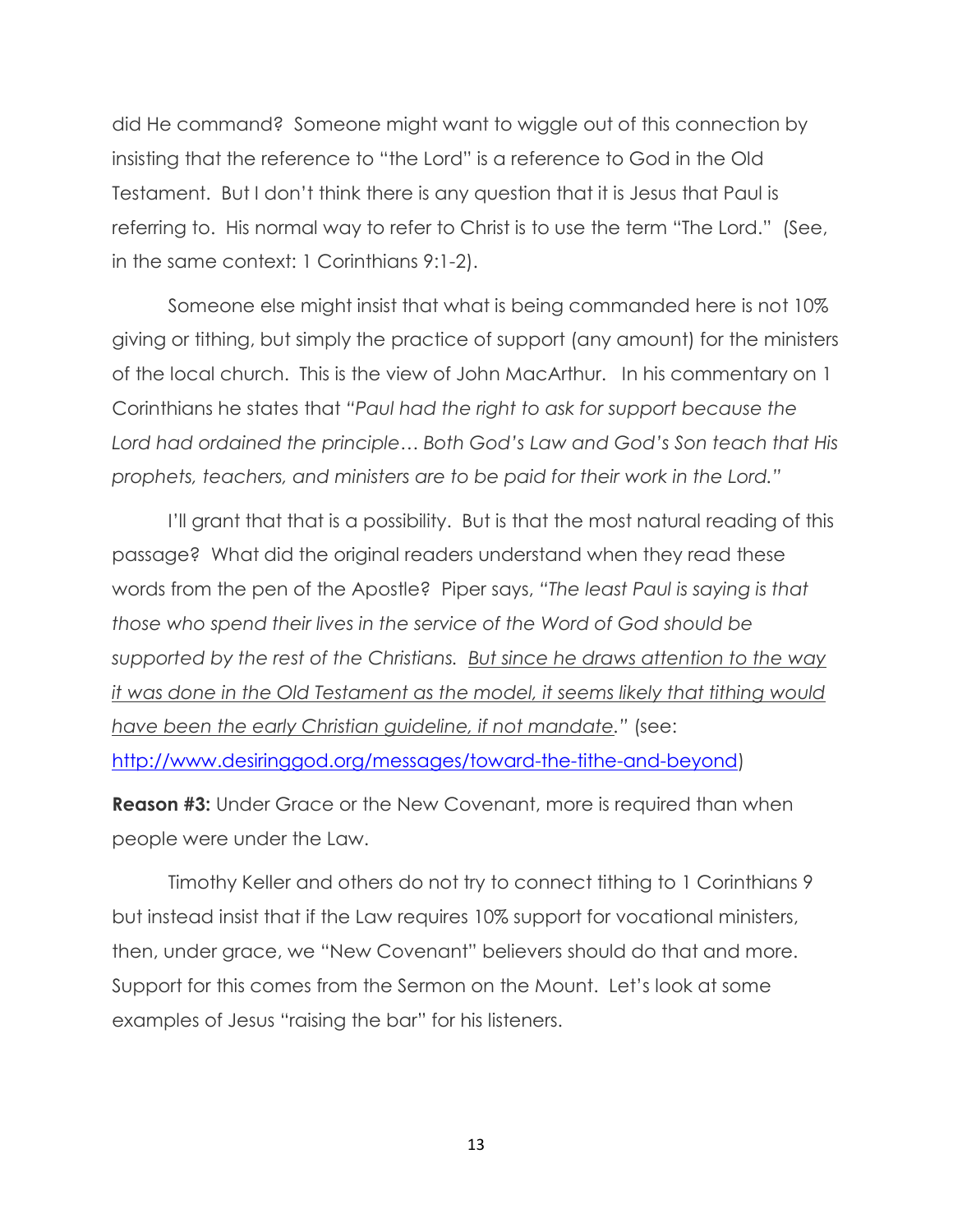did He command? Someone might want to wiggle out of this connection by insisting that the reference to "the Lord" is a reference to God in the Old Testament. But I don't think there is any question that it is Jesus that Paul is referring to. His normal way to refer to Christ is to use the term "The Lord." (See, in the same context: 1 Corinthians 9:1-2).

Someone else might insist that what is being commanded here is not 10% giving or tithing, but simply the practice of support (any amount) for the ministers of the local church. This is the view of John MacArthur. In his commentary on 1 Corinthians he states that *"Paul had the right to ask for support because the Lord had ordained the principle… Both God's Law and God's Son teach that His prophets, teachers, and ministers are to be paid for their work in the Lord."*

I'll grant that that is a possibility. But is that the most natural reading of this passage? What did the original readers understand when they read these words from the pen of the Apostle? Piper says, *"The least Paul is saying is that those who spend their lives in the service of the Word of God should be supported by the rest of the Christians. <u>But since he draws attention to the way it was done in the Old Testament as the model, it seems likely that tithing would have been the early Christian guideline, if not mandate</u>."* (see: [http://www.desiringgod.org/messages/toward-the-tithe-and-beyond](http://www.desiringgod.org/messages/toward-the-tithe-and-beyond))

**Reason #3:** Under Grace or the New Covenant, more is required than when people were under the Law.

Timothy Keller and others do not try to connect tithing to 1 Corinthians 9 but instead insist that if the Law requires 10% support for vocational ministers, then, under grace, we "New Covenant" believers should do that and more. Support for this comes from the Sermon on the Mount. Let's look at some examples of Jesus "raising the bar" for his listeners.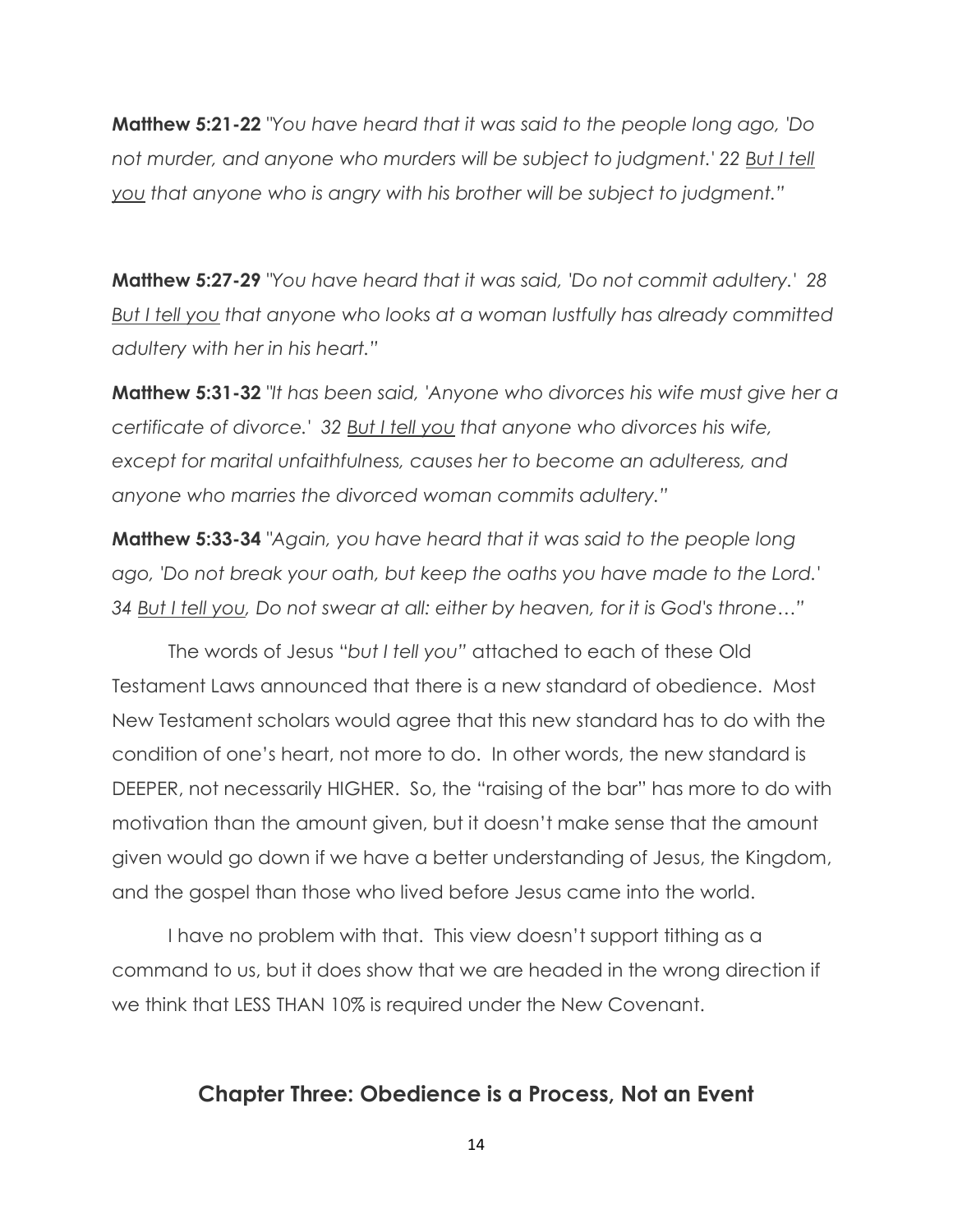**Matthew 5:21-22** *"You have heard that it was said to the people long ago, 'Do not murder, and anyone who murders will be subject to judgment.' 22 <u>But I tell you</u> that anyone who is angry with his brother will be subject to judgment."*

**Matthew 5:27-29** *"You have heard that it was said, 'Do not commit adultery.' 28 <u>But I tell you</u> that anyone who looks at a woman lustfully has already committed adultery with her in his heart."*

**Matthew 5:31-32** *"It has been said, 'Anyone who divorces his wife must give her a certificate of divorce.' 32 <u>But I tell you</u> that anyone who divorces his wife, except for marital unfaithfulness, causes her to become an adulteress, and anyone who marries the divorced woman commits adultery."*

**Matthew 5:33-34** *"Again, you have heard that it was said to the people long ago, 'Do not break your oath, but keep the oaths you have made to the Lord.' 34 <u>But I tell you</u>, Do not swear at all: either by heaven, for it is God's throne…"*

The words of Jesus "*but I tell you*" attached to each of these Old Testament Laws announced that there is a new standard of obedience. Most New Testament scholars would agree that this new standard has to do with the condition of one's heart, not more to do. In other words, the new standard is DEEPER, not necessarily HIGHER. So, the "raising of the bar" has more to do with motivation than the amount given, but it doesn't make sense that the amount given would go down if we have a better understanding of Jesus, the Kingdom, and the gospel than those who lived before Jesus came into the world.

I have no problem with that. This view doesn't support tithing as a command to us, but it does show that we are headed in the wrong direction if we think that LESS THAN 10% is required under the New Covenant.

## Chapter Three: Obedience is a Process, Not an Event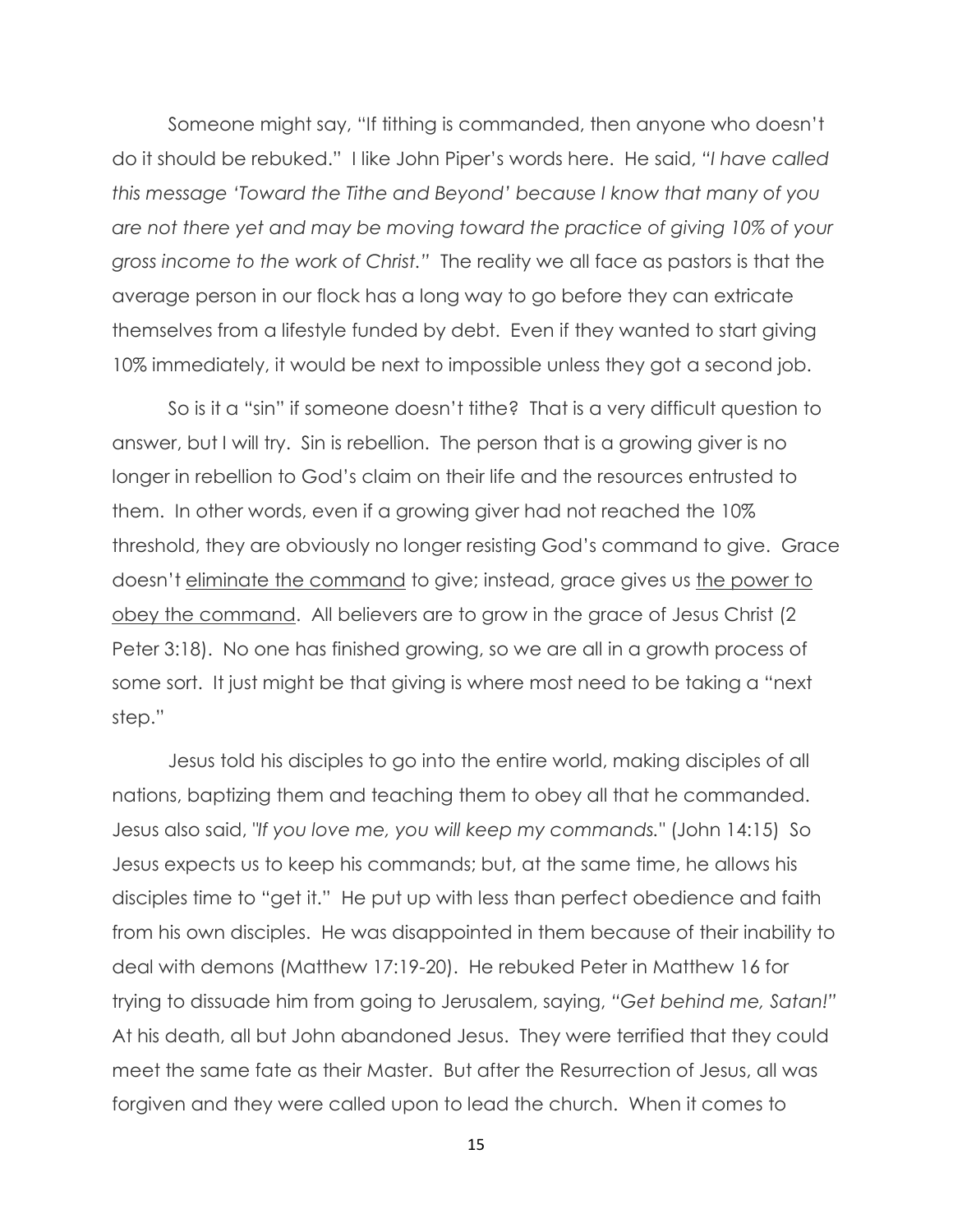Someone might say, "If tithing is commanded, then anyone who doesn't do it should be rebuked." I like John Piper's words here. He said, *"I have called this message 'Toward the Tithe and Beyond' because I know that many of you are not there yet and may be moving toward the practice of giving 10% of your gross income to the work of Christ."* The reality we all face as pastors is that the average person in our flock has a long way to go before they can extricate themselves from a lifestyle funded by debt. Even if they wanted to start giving 10% immediately, it would be next to impossible unless they got a second job.

So is it a "sin" if someone doesn't tithe? That is a very difficult question to answer, but I will try. Sin is rebellion. The person that is a growing giver is no longer in rebellion to God's claim on their life and the resources entrusted to them. In other words, even if a growing giver had not reached the 10% threshold, they are obviously no longer resisting God's command to give. Grace doesn't <u>eliminate the command</u> to give; instead, grace gives us <u>the power to obey the command</u>. All believers are to grow in the grace of Jesus Christ (2 Peter 3:18). No one has finished growing, so we are all in a growth process of some sort. It just might be that giving is where most need to be taking a "next step."

Jesus told his disciples to go into the entire world, making disciples of all nations, baptizing them and teaching them to obey all that he commanded. Jesus also said, *"If you love me, you will keep my commands."* (John 14:15) So Jesus expects us to keep his commands; but, at the same time, he allows his disciples time to "get it." He put up with less than perfect obedience and faith from his own disciples. He was disappointed in them because of their inability to deal with demons (Matthew 17:19-20). He rebuked Peter in Matthew 16 for trying to dissuade him from going to Jerusalem, saying, *"Get behind me, Satan!"* At his death, all but John abandoned Jesus. They were terrified that they could meet the same fate as their Master. But after the Resurrection of Jesus, all was forgiven and they were called upon to lead the church. When it comes to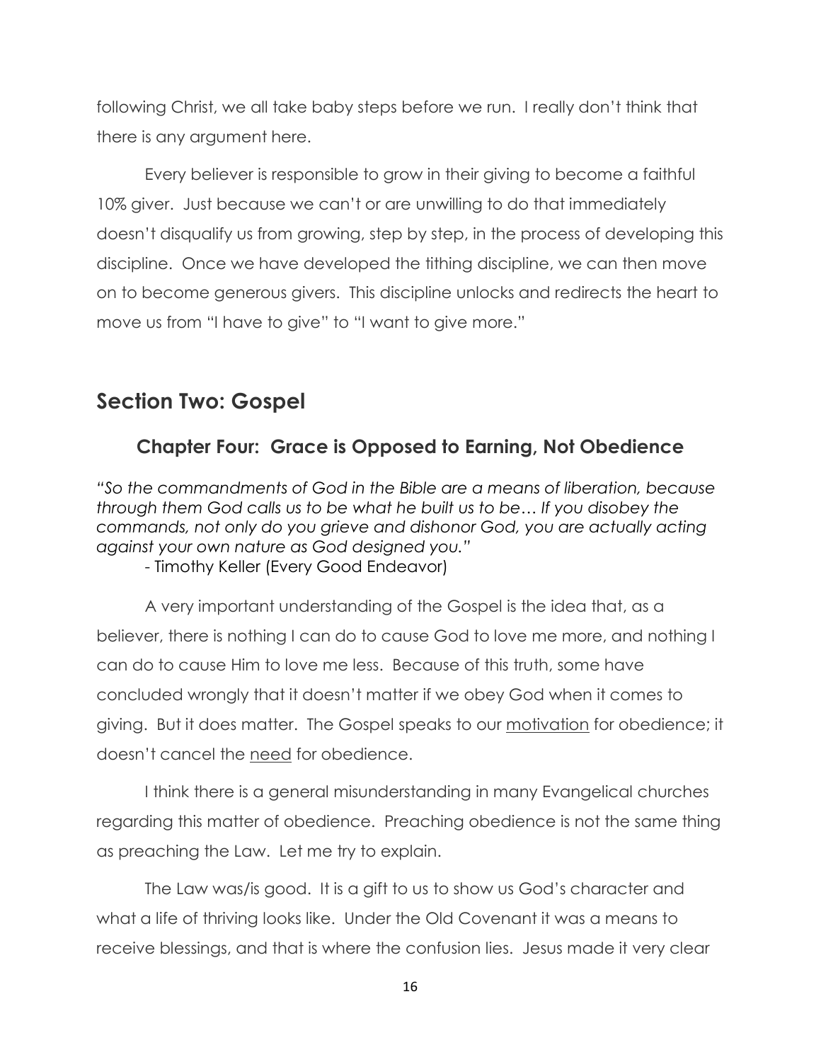following Christ, we all take baby steps before we run. I really don't think that there is any argument here.

Every believer is responsible to grow in their giving to become a faithful 10% giver. Just because we can't or are unwilling to do that immediately doesn't disqualify us from growing, step by step, in the process of developing this discipline. Once we have developed the tithing discipline, we can then move on to become generous givers. This discipline unlocks and redirects the heart to move us from "I have to give" to "I want to give more."

## Section Two: Gospel

### Chapter Four: Grace is Opposed to Earning, Not Obedience

*"So the commandments of God in the Bible are a means of liberation, because through them God calls us to be what he built us to be… If you disobey the commands, not only do you grieve and dishonor God, you are actually acting against your own nature as God designed you."*

- Timothy Keller (Every Good Endeavor)

A very important understanding of the Gospel is the idea that, as a believer, there is nothing I can do to cause God to love me more, and nothing I can do to cause Him to love me less. Because of this truth, some have concluded wrongly that it doesn't matter if we obey God when it comes to giving. But it does matter. The Gospel speaks to our <u>motivation</u> for obedience; it doesn't cancel the <u>need</u> for obedience.

I think there is a general misunderstanding in many Evangelical churches regarding this matter of obedience. Preaching obedience is not the same thing as preaching the Law. Let me try to explain.

The Law was/is good. It is a gift to us to show us God's character and what a life of thriving looks like. Under the Old Covenant it was a means to receive blessings, and that is where the confusion lies. Jesus made it very clear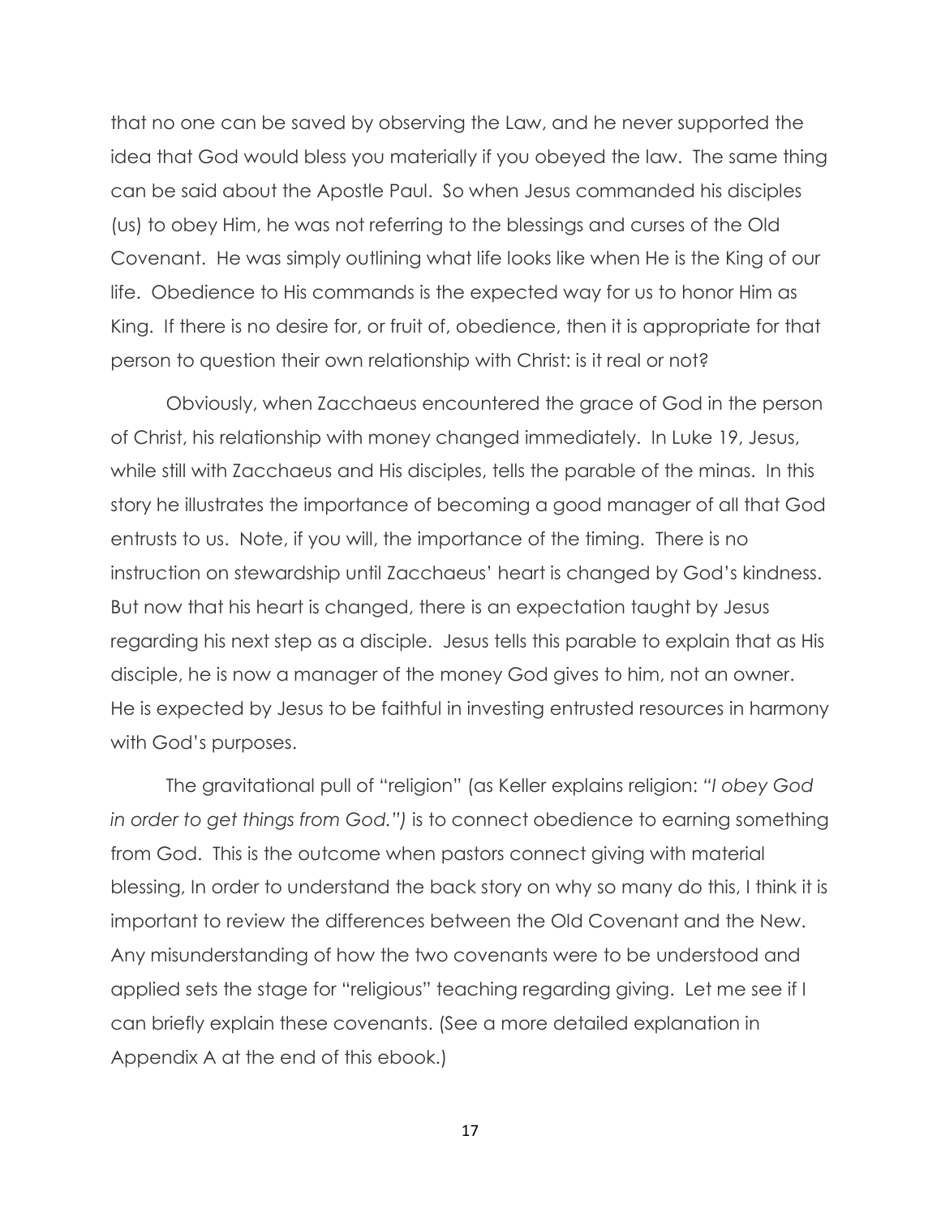that no one can be saved by observing the Law, and he never supported the idea that God would bless you materially if you obeyed the law. The same thing can be said about the Apostle Paul. So when Jesus commanded his disciples (us) to obey Him, he was not referring to the blessings and curses of the Old Covenant. He was simply outlining what life looks like when He is the King of our life. Obedience to His commands is the expected way for us to honor Him as King. If there is no desire for, or fruit of, obedience, then it is appropriate for that person to question their own relationship with Christ: is it real or not?

Obviously, when Zacchaeus encountered the grace of God in the person of Christ, his relationship with money changed immediately. In Luke 19, Jesus, while still with Zacchaeus and His disciples, tells the parable of the minas. In this story he illustrates the importance of becoming a good manager of all that God entrusts to us. Note, if you will, the importance of the timing. There is no instruction on stewardship until Zacchaeus' heart is changed by God's kindness. But now that his heart is changed, there is an expectation taught by Jesus regarding his next step as a disciple. Jesus tells this parable to explain that as His disciple, he is now a manager of the money God gives to him, not an owner. He is expected by Jesus to be faithful in investing entrusted resources in harmony with God's purposes.

The gravitational pull of "religion" (as Keller explains religion: *"I obey God in order to get things from God.")* is to connect obedience to earning something from God. This is the outcome when pastors connect giving with material blessing, In order to understand the back story on why so many do this, I think it is important to review the differences between the Old Covenant and the New. Any misunderstanding of how the two covenants were to be understood and applied sets the stage for "religious" teaching regarding giving. Let me see if I can briefly explain these covenants. (See a more detailed explanation in Appendix A at the end of this ebook.)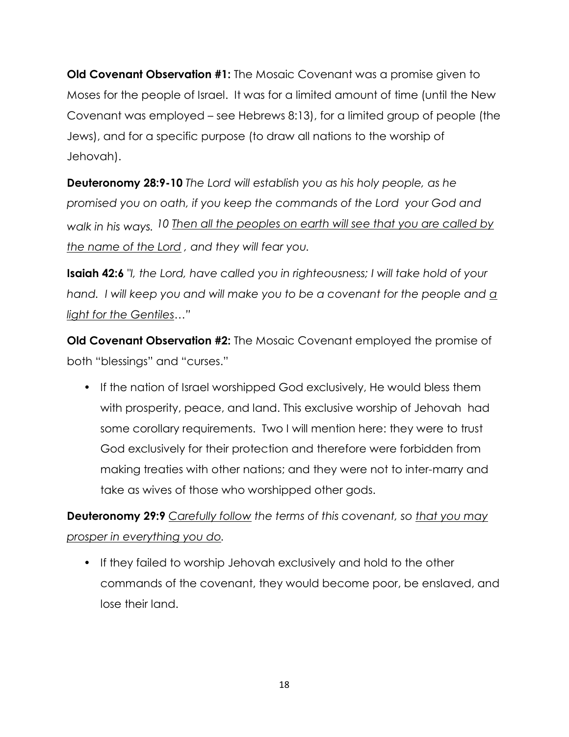**Old Covenant Observation #1:** The Mosaic Covenant was a promise given to Moses for the people of Israel. It was for a limited amount of time (until the New Covenant was employed – see Hebrews 8:13), for a limited group of people (the Jews), and for a specific purpose (to draw all nations to the worship of Jehovah).

**Deuteronomy 28:9-10** *The Lord will establish you as his holy people, as he promised you on oath, if you keep the commands of the Lord your God and walk in his ways. 10 <u>Then all the peoples on earth will see that you are called by the name of the Lord</u> , and they will fear you.*

**Isaiah 42:6** *"I, the Lord, have called you in righteousness; I will take hold of your hand. I will keep you and will make you to be a covenant for the people and <u>a light for the Gentiles</u>…"*

**Old Covenant Observation #2:** The Mosaic Covenant employed the promise of both "blessings" and "curses."

- If the nation of Israel worshipped God exclusively, He would bless them with prosperity, peace, and land. This exclusive worship of Jehovah had some corollary requirements. Two I will mention here: they were to trust God exclusively for their protection and therefore were forbidden from making treaties with other nations; and they were not to inter-marry and take as wives of those who worshipped other gods.

**Deuteronomy 29:9** *<u>Carefully follow</u> the terms of this covenant, so <u>that you may prosper in everything you do</u>.*

- If they failed to worship Jehovah exclusively and hold to the other commands of the covenant, they would become poor, be enslaved, and lose their land.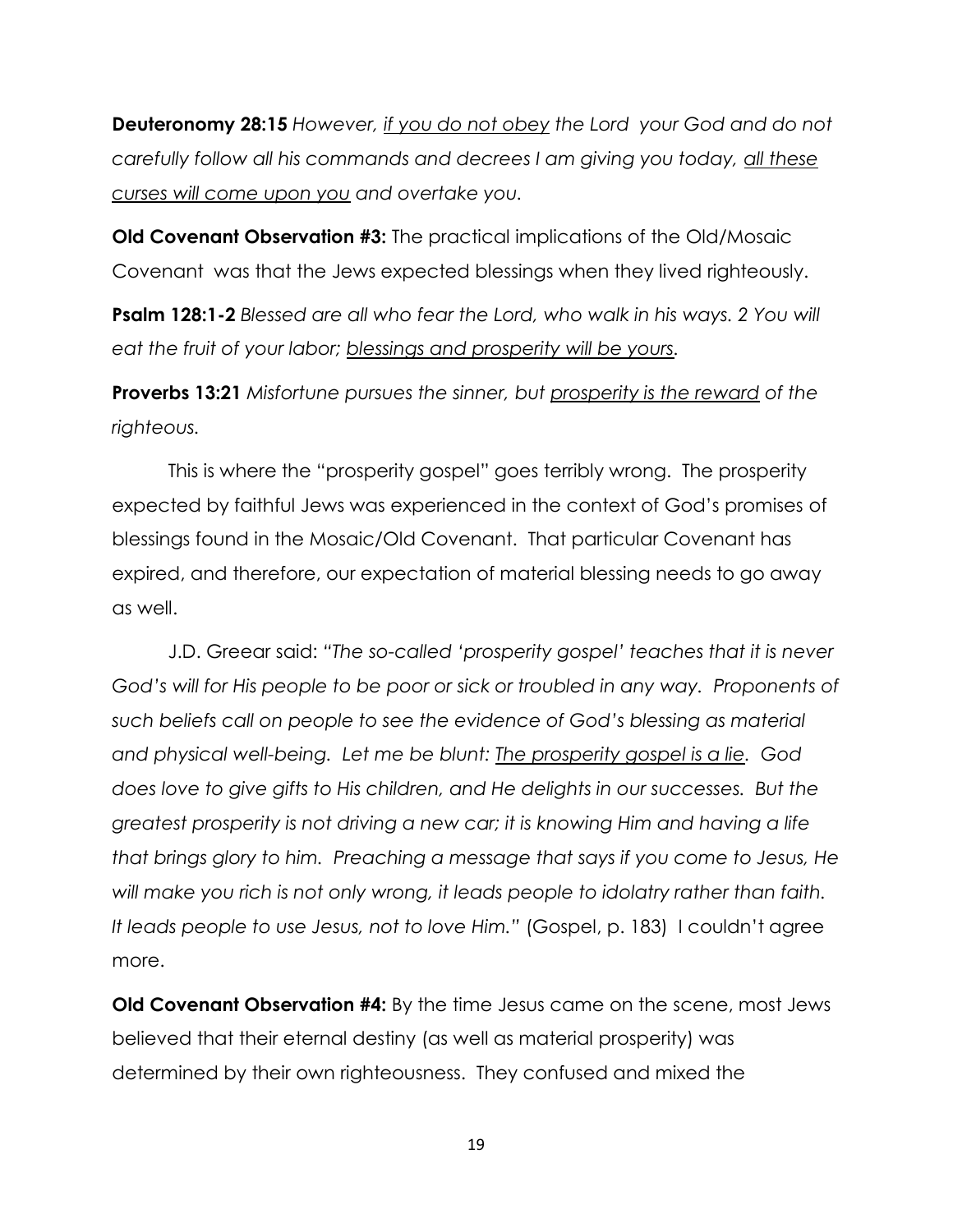**Deuteronomy 28:15** *However, <u>if you do not obey</u> the Lord your God and do not carefully follow all his commands and decrees I am giving you today, <u>all these curses will come upon you</u> and overtake you.*

**Old Covenant Observation #3:** The practical implications of the Old/Mosaic Covenant was that the Jews expected blessings when they lived righteously.

**Psalm 128:1-2** *Blessed are all who fear the Lord, who walk in his ways. 2 You will eat the fruit of your labor; <u>blessings and prosperity will be yours</u>.*

**Proverbs 13:21** *Misfortune pursues the sinner, but <u>prosperity is the reward</u> of the righteous.*

This is where the "prosperity gospel" goes terribly wrong. The prosperity expected by faithful Jews was experienced in the context of God's promises of blessings found in the Mosaic/Old Covenant. That particular Covenant has expired, and therefore, our expectation of material blessing needs to go away as well.

J.D. Greear said: *"The so-called 'prosperity gospel' teaches that it is never God's will for His people to be poor or sick or troubled in any way. Proponents of such beliefs call on people to see the evidence of God's blessing as material and physical well-being. Let me be blunt: <u>The prosperity gospel is a lie</u>. God does love to give gifts to His children, and He delights in our successes. But the greatest prosperity is not driving a new car; it is knowing Him and having a life that brings glory to him. Preaching a message that says if you come to Jesus, He will make you rich is not only wrong, it leads people to idolatry rather than faith. It leads people to use Jesus, not to love Him."* (Gospel, p. 183) I couldn't agree more.

**Old Covenant Observation #4:** By the time Jesus came on the scene, most Jews believed that their eternal destiny (as well as material prosperity) was determined by their own righteousness. They confused and mixed the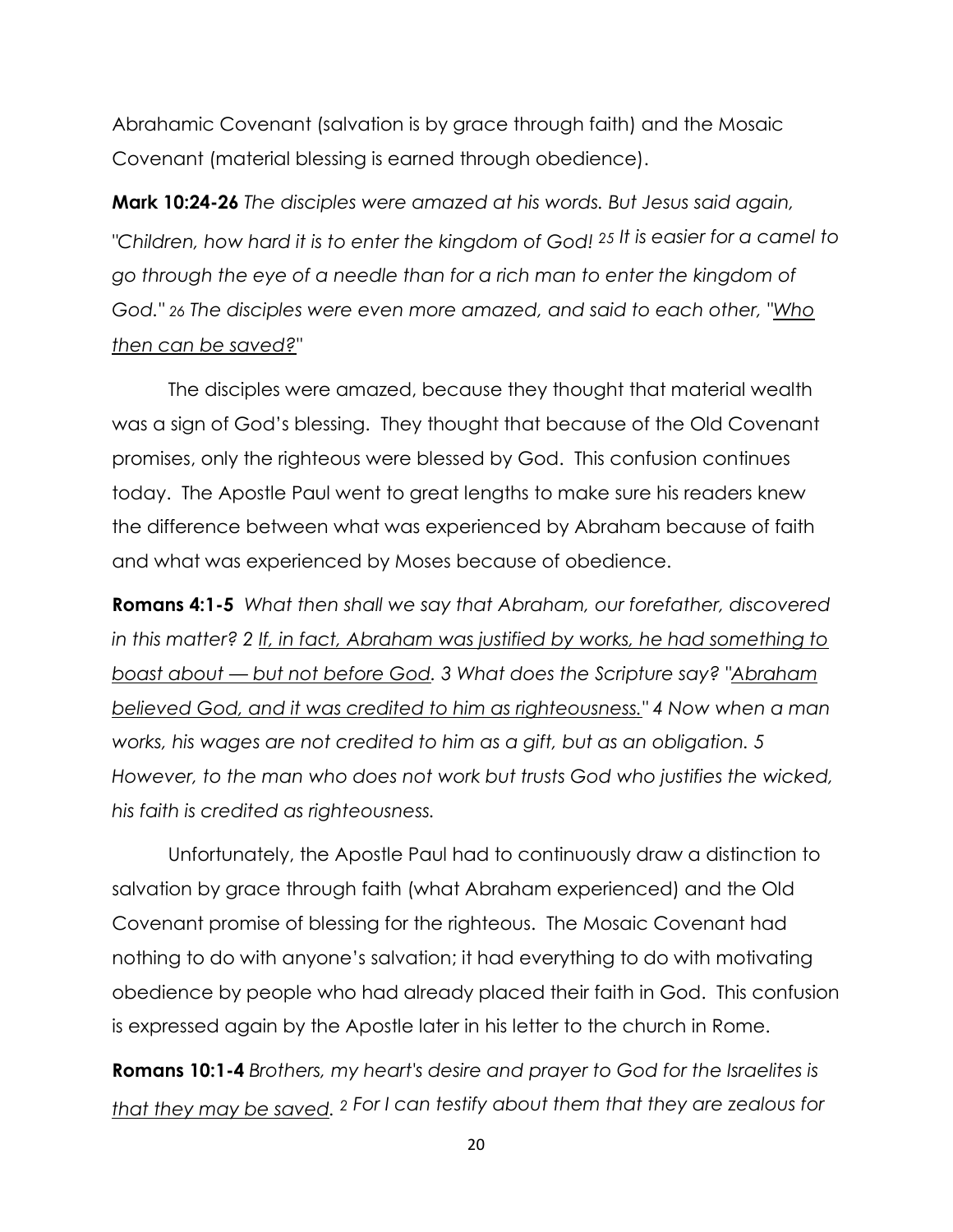Abrahamic Covenant (salvation is by grace through faith) and the Mosaic Covenant (material blessing is earned through obedience).

**Mark 10:24-26** *The disciples were amazed at his words. But Jesus said again, "Children, how hard it is to enter the kingdom of God! 25 It is easier for a camel to go through the eye of a needle than for a rich man to enter the kingdom of God." 26 The disciples were even more amazed, and said to each other, "<u>Who then can be saved?</u>"*

The disciples were amazed, because they thought that material wealth was a sign of God's blessing. They thought that because of the Old Covenant promises, only the righteous were blessed by God. This confusion continues today. The Apostle Paul went to great lengths to make sure his readers knew the difference between what was experienced by Abraham because of faith and what was experienced by Moses because of obedience.

**Romans 4:1-5** *What then shall we say that Abraham, our forefather, discovered in this matter? 2 <u>If, in fact, Abraham was justified by works, he had something to boast about — but not before God</u>. 3 What does the Scripture say? "<u>Abraham believed God, and it was credited to him as righteousness.</u>" 4 Now when a man works, his wages are not credited to him as a gift, but as an obligation. 5 However, to the man who does not work but trusts God who justifies the wicked, his faith is credited as righteousness.*

Unfortunately, the Apostle Paul had to continuously draw a distinction to salvation by grace through faith (what Abraham experienced) and the Old Covenant promise of blessing for the righteous. The Mosaic Covenant had nothing to do with anyone's salvation; it had everything to do with motivating obedience by people who had already placed their faith in God. This confusion is expressed again by the Apostle later in his letter to the church in Rome.

**Romans 10:1-4** *Brothers, my heart's desire and prayer to God for the Israelites is <u>that they may be saved</u>. 2 For I can testify about them that they are zealous for*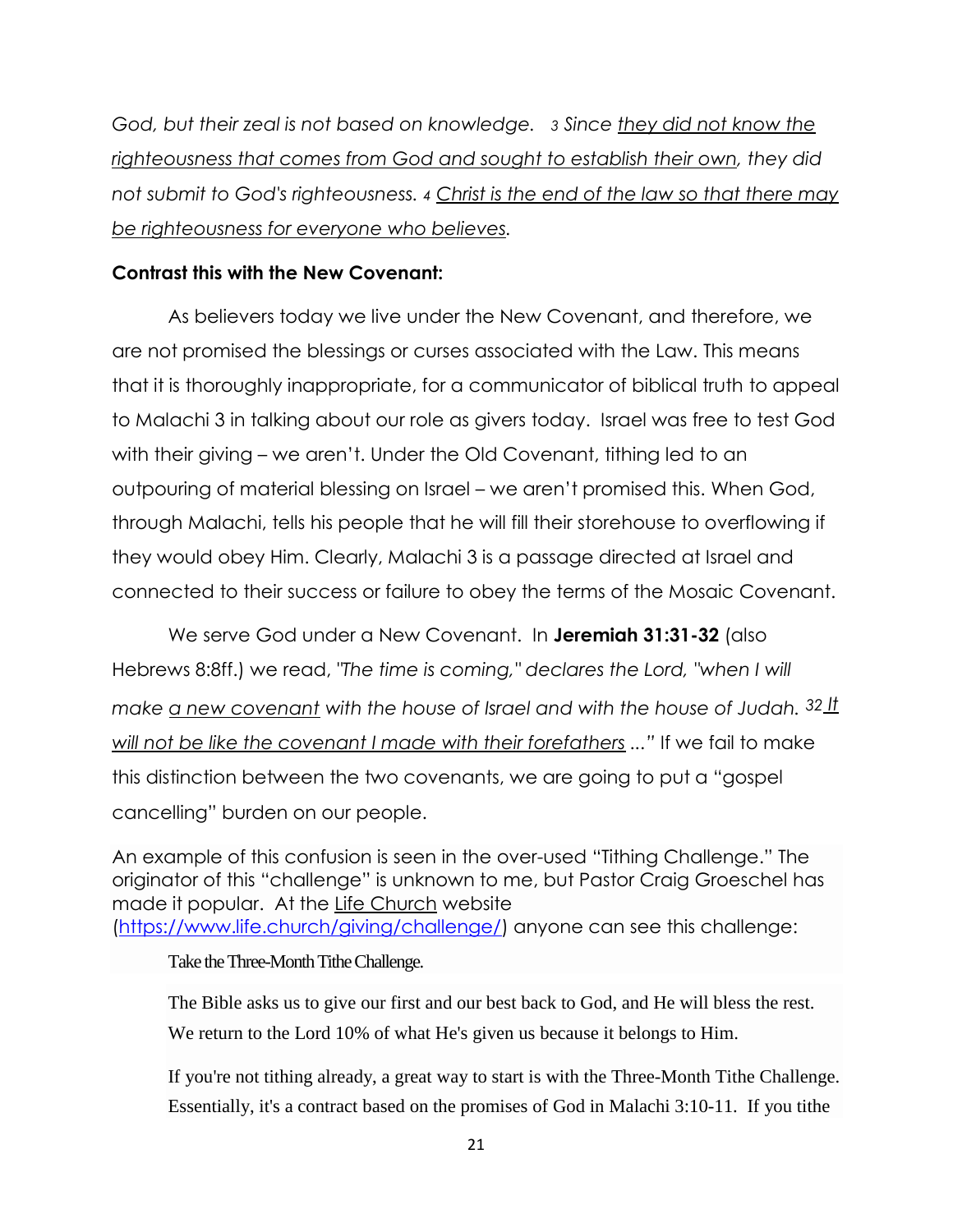*God, but their zeal is not based on knowledge. 3 Since <u>they did not know the righteousness that comes from God and sought to establish their own</u>, they did not submit to God's righteousness. 4 <u>Christ is the end of the law so that there may be righteousness for everyone who believes</u>.*

**Contrast this with the New Covenant:**

As believers today we live under the New Covenant, and therefore, we are not promised the blessings or curses associated with the Law. This means that it is thoroughly inappropriate, for a communicator of biblical truth to appeal to Malachi 3 in talking about our role as givers today. Israel was free to test God with their giving – we aren't. Under the Old Covenant, tithing led to an outpouring of material blessing on Israel – we aren't promised this. When God, through Malachi, tells his people that he will fill their storehouse to overflowing if they would obey Him. Clearly, Malachi 3 is a passage directed at Israel and connected to their success or failure to obey the terms of the Mosaic Covenant.

We serve God under a New Covenant. In **Jeremiah 31:31-32** (also Hebrews 8:8ff.) we read, *"The time is coming," declares the Lord, "when I will make <u>a new covenant</u> with the house of Israel and with the house of Judah. 32 <u>It will not be like the covenant I made with their forefathers</u> ..."* If we fail to make this distinction between the two covenants, we are going to put a "gospel cancelling" burden on our people.

An example of this confusion is seen in the over-used "Tithing Challenge." The originator of this "challenge" is unknown to me, but Pastor Craig Groeschel has made it popular. At the <u>Life Church</u> website ([https://www.life.church/giving/challenge/](https://www.life.church/giving/challenge/)) anyone can see this challenge:

> Take the Three-Month Tithe Challenge.
>
> The Bible asks us to give our first and our best back to God, and He will bless the rest. We return to the Lord 10% of what He's given us because it belongs to Him.
>
> If you're not tithing already, a great way to start is with the Three-Month Tithe Challenge. Essentially, it's a contract based on the promises of God in Malachi 3:10-11. If you tithe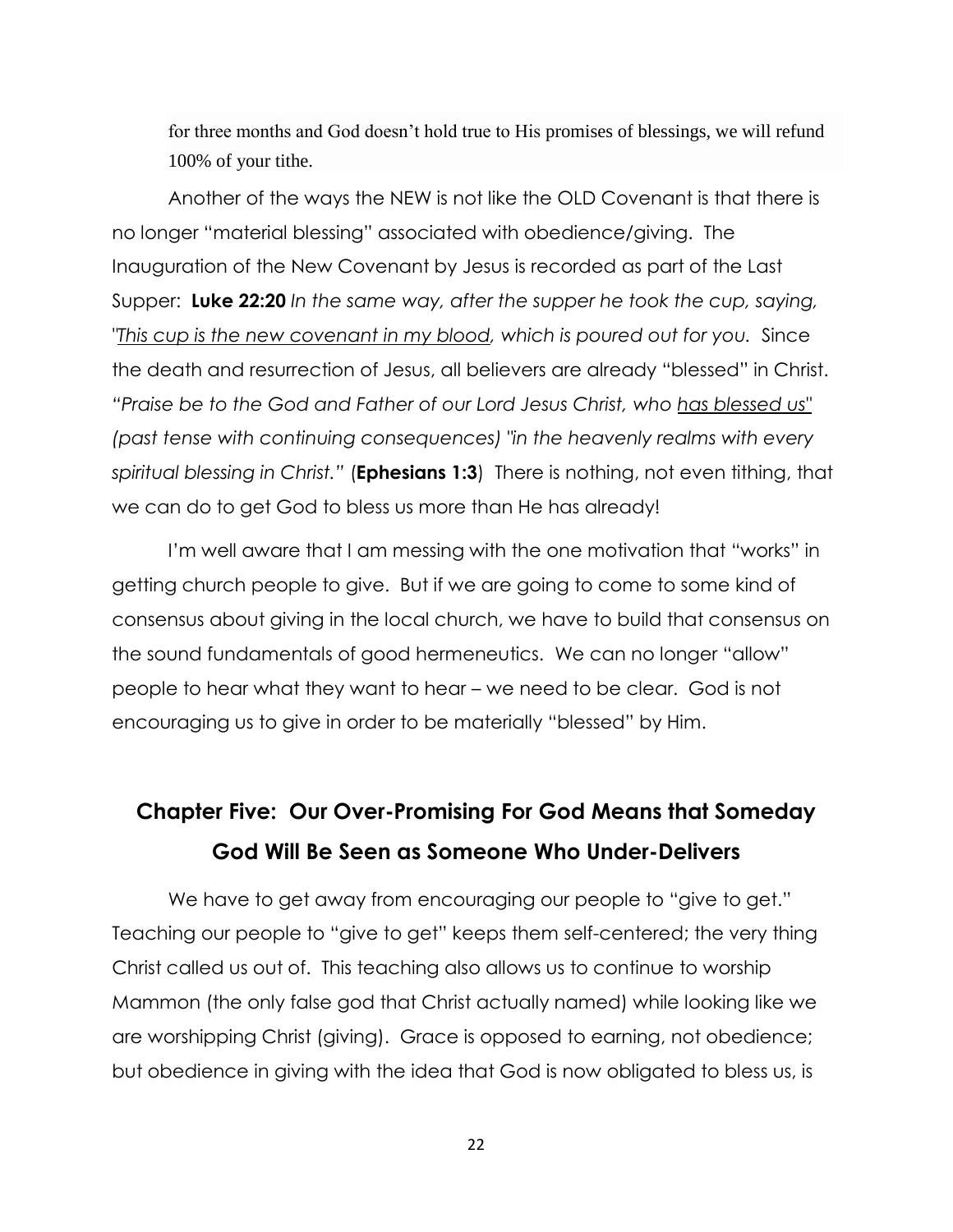for three months and God doesn't hold true to His promises of blessings, we will refund 100% of your tithe.

Another of the ways the NEW is not like the OLD Covenant is that there is no longer "material blessing" associated with obedience/giving. The Inauguration of the New Covenant by Jesus is recorded as part of the Last Supper: **Luke 22:20** *In the same way, after the supper he took the cup, saying, "<u>This cup is the new covenant in my blood</u>, which is poured out for you.* Since the death and resurrection of Jesus, all believers are already "blessed" in Christ. *"Praise be to the God and Father of our Lord Jesus Christ, who <u>has blessed us</u>" (past tense with continuing consequences) "in the heavenly realms with every spiritual blessing in Christ."* (**Ephesians 1:3**) There is nothing, not even tithing, that we can do to get God to bless us more than He has already!

I'm well aware that I am messing with the one motivation that "works" in getting church people to give. But if we are going to come to some kind of consensus about giving in the local church, we have to build that consensus on the sound fundamentals of good hermeneutics. We can no longer "allow" people to hear what they want to hear – we need to be clear. God is not encouraging us to give in order to be materially "blessed" by Him.

## Chapter Five: Our Over-Promising For God Means that Someday God Will Be Seen as Someone Who Under-Delivers

We have to get away from encouraging our people to "give to get." Teaching our people to "give to get" keeps them self-centered; the very thing Christ called us out of. This teaching also allows us to continue to worship Mammon (the only false god that Christ actually named) while looking like we are worshipping Christ (giving). Grace is opposed to earning, not obedience; but obedience in giving with the idea that God is now obligated to bless us, is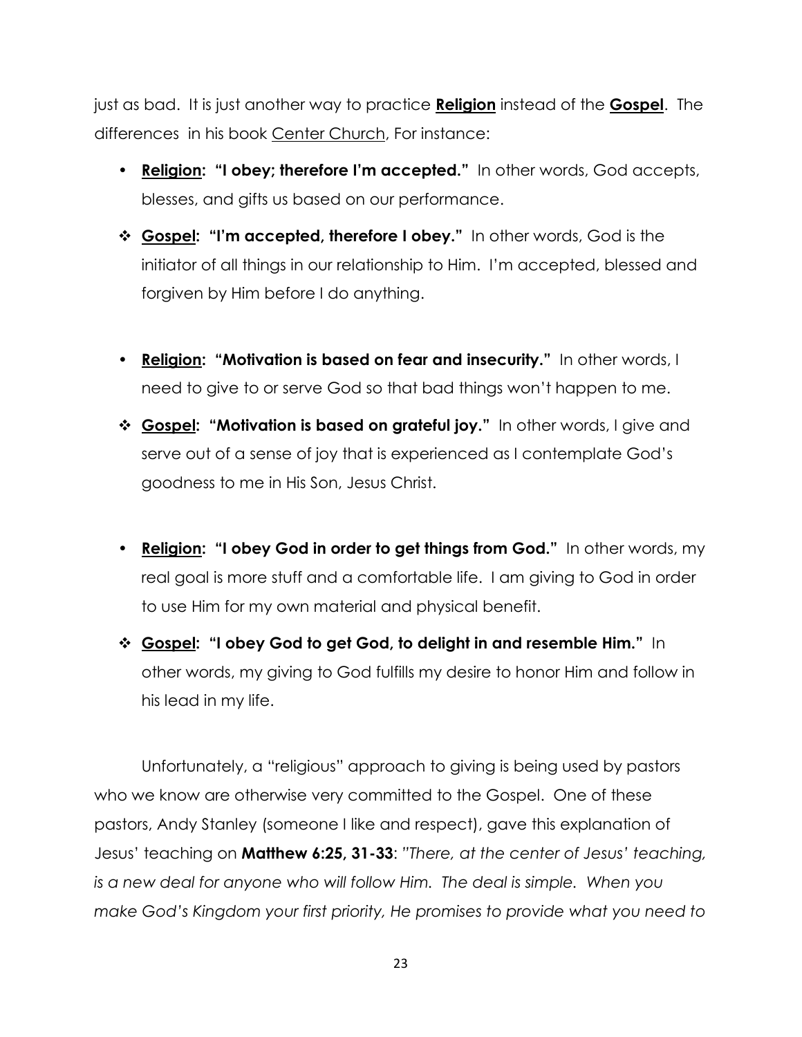just as bad. It is just another way to practice **Religion** instead of the **Gospel**. The differences in his book Center Church, For instance:

- **Religion: "I obey; therefore I'm accepted."** In other words, God accepts, blesses, and gifts us based on our performance.
- **Gospel: "I'm accepted, therefore I obey."** In other words, God is the initiator of all things in our relationship to Him. I'm accepted, blessed and forgiven by Him before I do anything.

- **Religion: "Motivation is based on fear and insecurity."** In other words, I need to give to or serve God so that bad things won't happen to me.
- **Gospel: "Motivation is based on grateful joy."** In other words, I give and serve out of a sense of joy that is experienced as I contemplate God's goodness to me in His Son, Jesus Christ.

- **Religion: "I obey God in order to get things from God."** In other words, my real goal is more stuff and a comfortable life. I am giving to God in order to use Him for my own material and physical benefit.
- **Gospel: "I obey God to get God, to delight in and resemble Him."** In other words, my giving to God fulfills my desire to honor Him and follow in his lead in my life.

Unfortunately, a "religious" approach to giving is being used by pastors who we know are otherwise very committed to the Gospel. One of these pastors, Andy Stanley (someone I like and respect), gave this explanation of Jesus' teaching on **Matthew 6:25, 31-33**: *"There, at the center of Jesus' teaching, is a new deal for anyone who will follow Him. The deal is simple. When you make God's Kingdom your first priority, He promises to provide what you need to*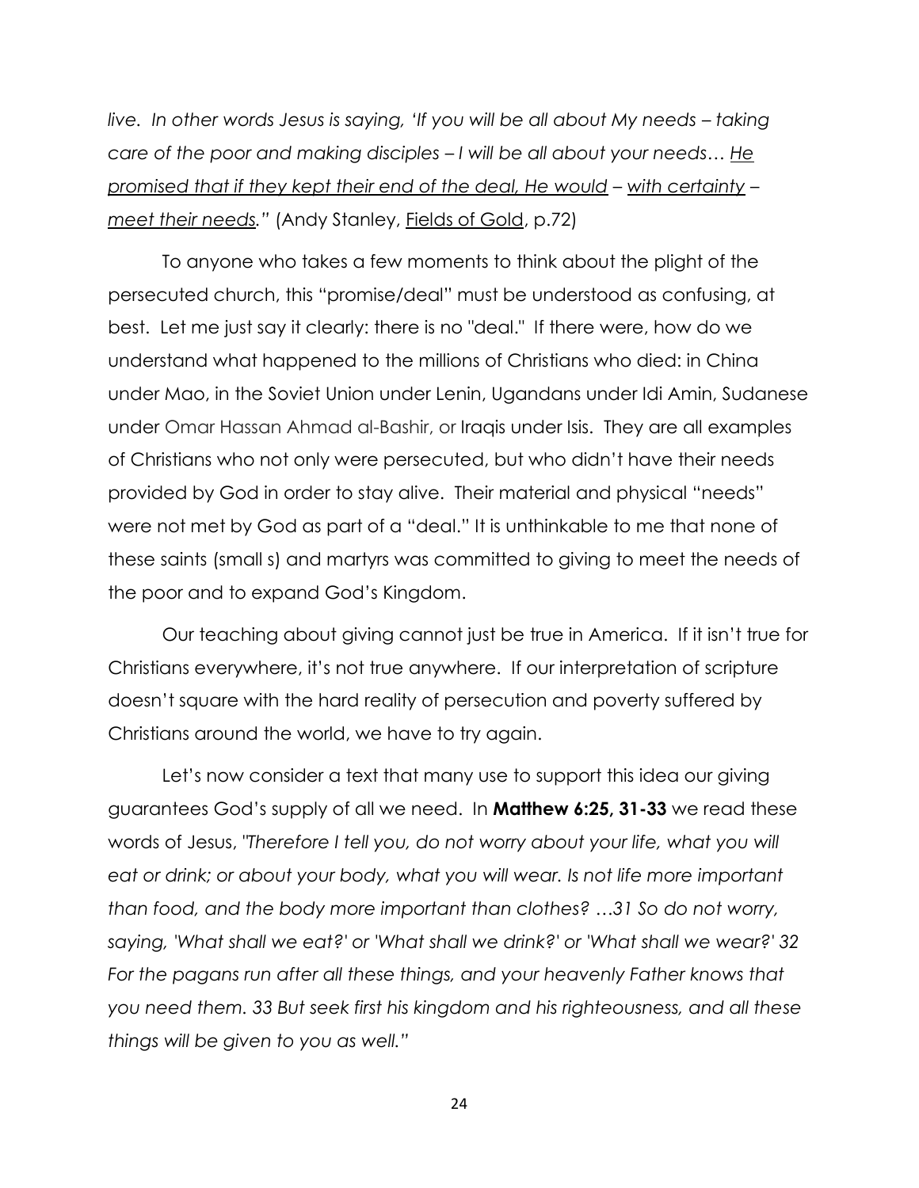*live. In other words Jesus is saying, 'If you will be all about My needs – taking care of the poor and making disciples – I will be all about your needs… <u>He promised that if they kept their end of the deal, He would</u> – <u>with certainty</u> – <u>meet their needs</u>."* (Andy Stanley, <u>Fields of Gold</u>, p.72)

To anyone who takes a few moments to think about the plight of the persecuted church, this "promise/deal" must be understood as confusing, at best. Let me just say it clearly: there is no "deal." If there were, how do we understand what happened to the millions of Christians who died: in China under Mao, in the Soviet Union under Lenin, Ugandans under Idi Amin, Sudanese under Omar Hassan Ahmad al-Bashir, or Iraqis under Isis. They are all examples of Christians who not only were persecuted, but who didn't have their needs provided by God in order to stay alive. Their material and physical "needs" were not met by God as part of a "deal." It is unthinkable to me that none of these saints (small s) and martyrs was committed to giving to meet the needs of the poor and to expand God's Kingdom.

Our teaching about giving cannot just be true in America. If it isn't true for Christians everywhere, it's not true anywhere. If our interpretation of scripture doesn't square with the hard reality of persecution and poverty suffered by Christians around the world, we have to try again.

Let's now consider a text that many use to support this idea our giving guarantees God's supply of all we need. In **Matthew 6:25, 31-33** we read these words of Jesus, *"Therefore I tell you, do not worry about your life, what you will eat or drink; or about your body, what you will wear. Is not life more important than food, and the body more important than clothes? …31 So do not worry, saying, 'What shall we eat?' or 'What shall we drink?' or 'What shall we wear?' 32 For the pagans run after all these things, and your heavenly Father knows that you need them. 33 But seek first his kingdom and his righteousness, and all these things will be given to you as well."*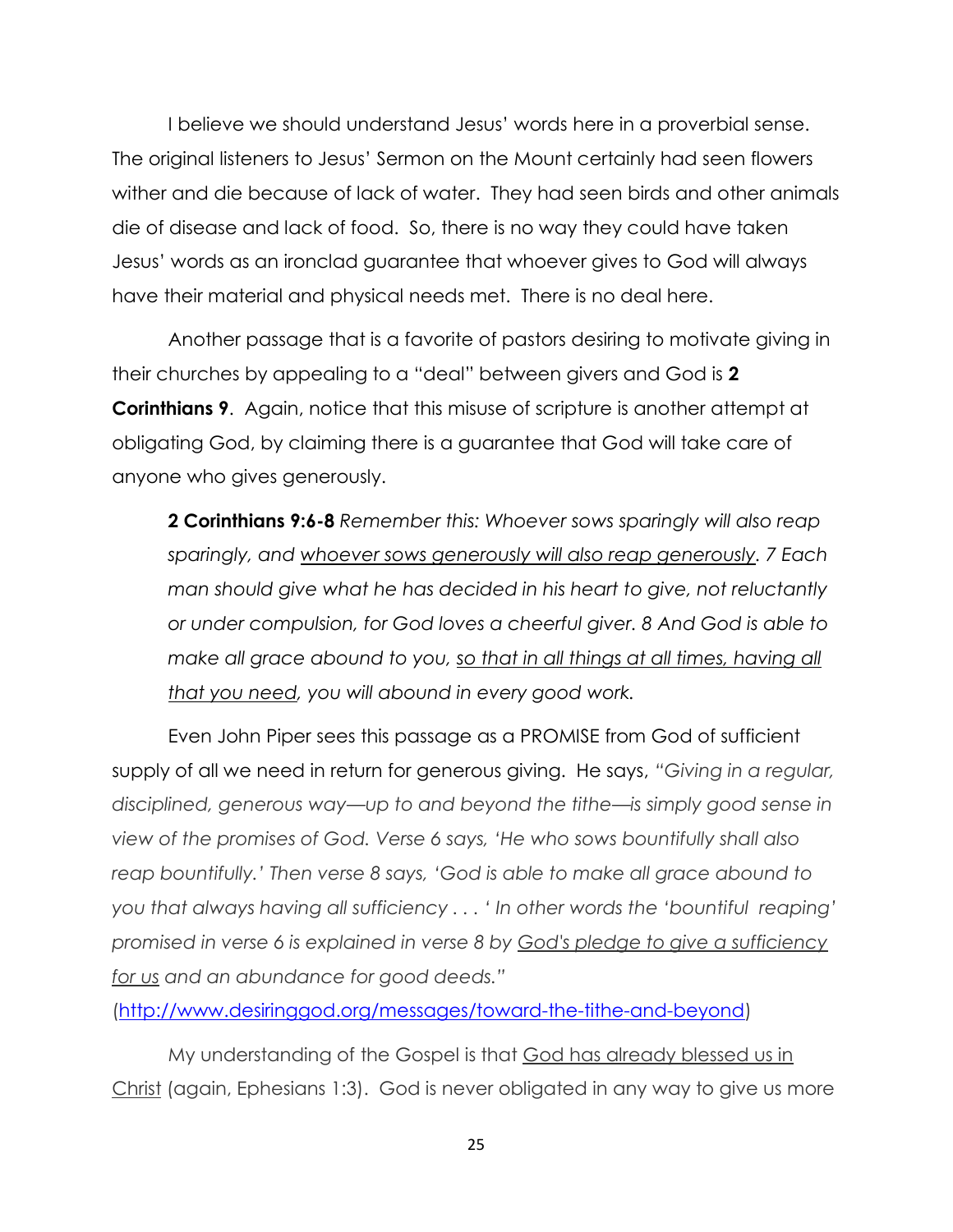I believe we should understand Jesus' words here in a proverbial sense. The original listeners to Jesus' Sermon on the Mount certainly had seen flowers wither and die because of lack of water. They had seen birds and other animals die of disease and lack of food. So, there is no way they could have taken Jesus' words as an ironclad guarantee that whoever gives to God will always have their material and physical needs met. There is no deal here.

Another passage that is a favorite of pastors desiring to motivate giving in their churches by appealing to a "deal" between givers and God is **2 Corinthians 9**. Again, notice that this misuse of scripture is another attempt at obligating God, by claiming there is a guarantee that God will take care of anyone who gives generously.

> **2 Corinthians 9:6-8** *Remember this: Whoever sows sparingly will also reap sparingly, and <u>whoever sows generously will also reap generously</u>. 7 Each man should give what he has decided in his heart to give, not reluctantly or under compulsion, for God loves a cheerful giver. 8 And God is able to make all grace abound to you, <u>so that in all things at all times, having all that you need</u>, you will abound in every good work.*

Even John Piper sees this passage as a PROMISE from God of sufficient supply of all we need in return for generous giving. He says, *"Giving in a regular, disciplined, generous way—up to and beyond the tithe—is simply good sense in view of the promises of God. Verse 6 says, 'He who sows bountifully shall also reap bountifully.' Then verse 8 says, 'God is able to make all grace abound to you that always having all sufficiency . . . ' In other words the 'bountiful reaping' promised in verse 6 is explained in verse 8 by <u>God's pledge to give a sufficiency for us</u> and an abundance for good deeds."* (http://www.desiringgod.org/messages/toward-the-tithe-and-beyond)

My understanding of the Gospel is that <u>God has already blessed us in Christ</u> (again, Ephesians 1:3). God is never obligated in any way to give us more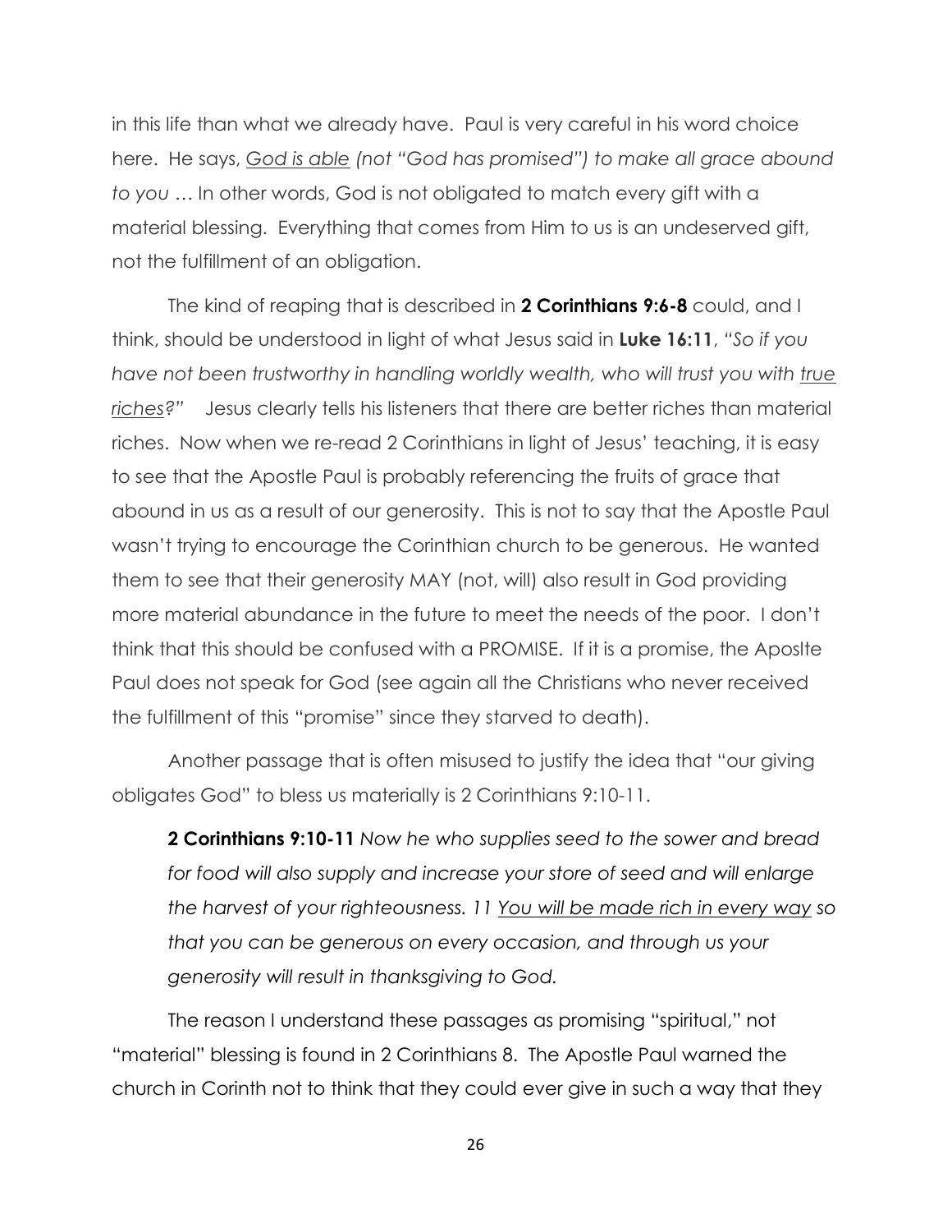in this life than what we already have. Paul is very careful in his word choice here. He says, <u>*God is able*</u> *(not "God has promised") to make all grace abound to you* … In other words, God is not obligated to match every gift with a material blessing. Everything that comes from Him to us is an undeserved gift, not the fulfillment of an obligation.

The kind of reaping that is described in **2 Corinthians 9:6-8** could, and I think, should be understood in light of what Jesus said in **Luke 16:11**, *"So if you have not been trustworthy in handling worldly wealth, who will trust you with <u>true riches</u>?"* Jesus clearly tells his listeners that there are better riches than material riches. Now when we re-read 2 Corinthians in light of Jesus' teaching, it is easy to see that the Apostle Paul is probably referencing the fruits of grace that abound in us as a result of our generosity. This is not to say that the Apostle Paul wasn't trying to encourage the Corinthian church to be generous. He wanted them to see that their generosity MAY (not, will) also result in God providing more material abundance in the future to meet the needs of the poor. I don't think that this should be confused with a PROMISE. If it is a promise, the Aposlte Paul does not speak for God (see again all the Christians who never received the fulfillment of this "promise" since they starved to death).

Another passage that is often misused to justify the idea that "our giving obligates God" to bless us materially is 2 Corinthians 9:10-11.

> **2 Corinthians 9:10-11** *Now he who supplies seed to the sower and bread for food will also supply and increase your store of seed and will enlarge the harvest of your righteousness. 11 <u>You will be made rich in every way</u> so that you can be generous on every occasion, and through us your generosity will result in thanksgiving to God.*

The reason I understand these passages as promising "spiritual," not "material" blessing is found in 2 Corinthians 8. The Apostle Paul warned the church in Corinth not to think that they could ever give in such a way that they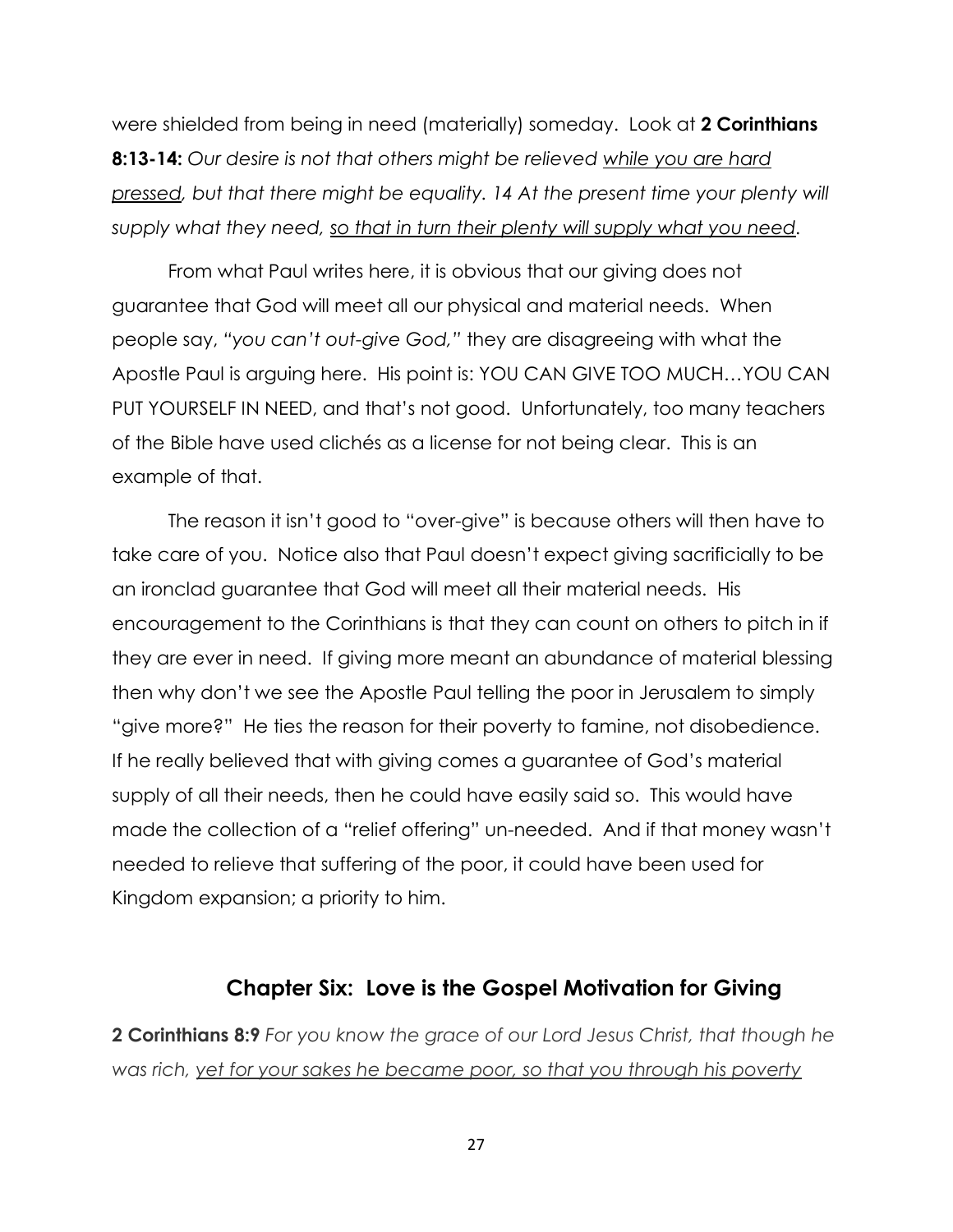were shielded from being in need (materially) someday. Look at **2 Corinthians 8:13-14:** *Our desire is not that others might be relieved <u>while you are hard pressed</u>, but that there might be equality. 14 At the present time your plenty will supply what they need, <u>so that in turn their plenty will supply what you need</u>.*

From what Paul writes here, it is obvious that our giving does not guarantee that God will meet all our physical and material needs. When people say, *"you can't out-give God,"* they are disagreeing with what the Apostle Paul is arguing here. His point is: YOU CAN GIVE TOO MUCH…YOU CAN PUT YOURSELF IN NEED, and that's not good. Unfortunately, too many teachers of the Bible have used clichés as a license for not being clear. This is an example of that.

The reason it isn't good to "over-give" is because others will then have to take care of you. Notice also that Paul doesn't expect giving sacrificially to be an ironclad guarantee that God will meet all their material needs. His encouragement to the Corinthians is that they can count on others to pitch in if they are ever in need. If giving more meant an abundance of material blessing then why don't we see the Apostle Paul telling the poor in Jerusalem to simply "give more?" He ties the reason for their poverty to famine, not disobedience. If he really believed that with giving comes a guarantee of God's material supply of all their needs, then he could have easily said so. This would have made the collection of a "relief offering" un-needed. And if that money wasn't needed to relieve that suffering of the poor, it could have been used for Kingdom expansion; a priority to him.

## Chapter Six: Love is the Gospel Motivation for Giving

**2 Corinthians 8:9** *For you know the grace of our Lord Jesus Christ, that though he was rich, <u>yet for your sakes he became poor, so that you through his poverty</u>*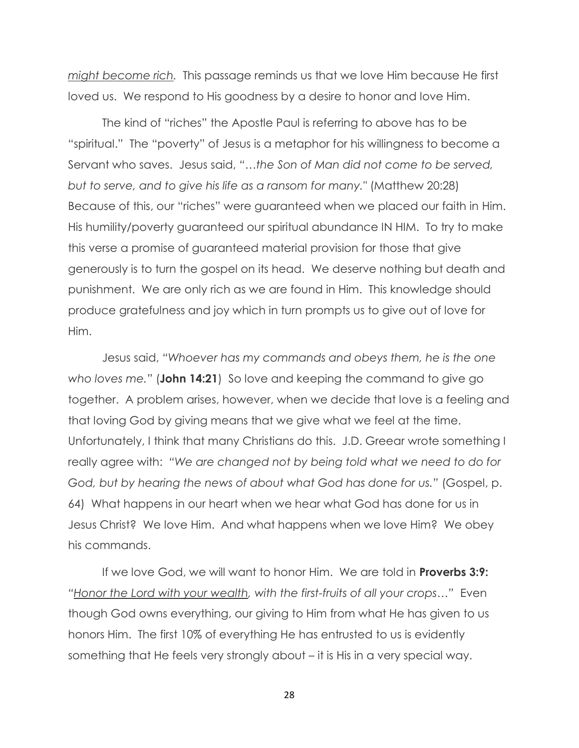<u>*might become rich*</u>*.* This passage reminds us that we love Him because He first loved us. We respond to His goodness by a desire to honor and love Him.

The kind of "riches" the Apostle Paul is referring to above has to be "spiritual." The "poverty" of Jesus is a metaphor for his willingness to become a Servant who saves. Jesus said, "*…the Son of Man did not come to be served, but to serve, and to give his life as a ransom for many.*" (Matthew 20:28) Because of this, our "riches" were guaranteed when we placed our faith in Him. His humility/poverty guaranteed our spiritual abundance IN HIM. To try to make this verse a promise of guaranteed material provision for those that give generously is to turn the gospel on its head. We deserve nothing but death and punishment. We are only rich as we are found in Him. This knowledge should produce gratefulness and joy which in turn prompts us to give out of love for Him.

Jesus said, *"Whoever has my commands and obeys them, he is the one who loves me."* (**John 14:21**) So love and keeping the command to give go together. A problem arises, however, when we decide that love is a feeling and that loving God by giving means that we give what we feel at the time. Unfortunately, I think that many Christians do this. J.D. Greear wrote something I really agree with: *"We are changed not by being told what we need to do for God, but by hearing the news of about what God has done for us."* (Gospel, p. 64) What happens in our heart when we hear what God has done for us in Jesus Christ? We love Him. And what happens when we love Him? We obey his commands.

If we love God, we will want to honor Him. We are told in **Proverbs 3:9:** *"<u>Honor the Lord with your wealth</u>, with the first-fruits of all your crops…"* Even though God owns everything, our giving to Him from what He has given to us honors Him. The first 10% of everything He has entrusted to us is evidently something that He feels very strongly about – it is His in a very special way.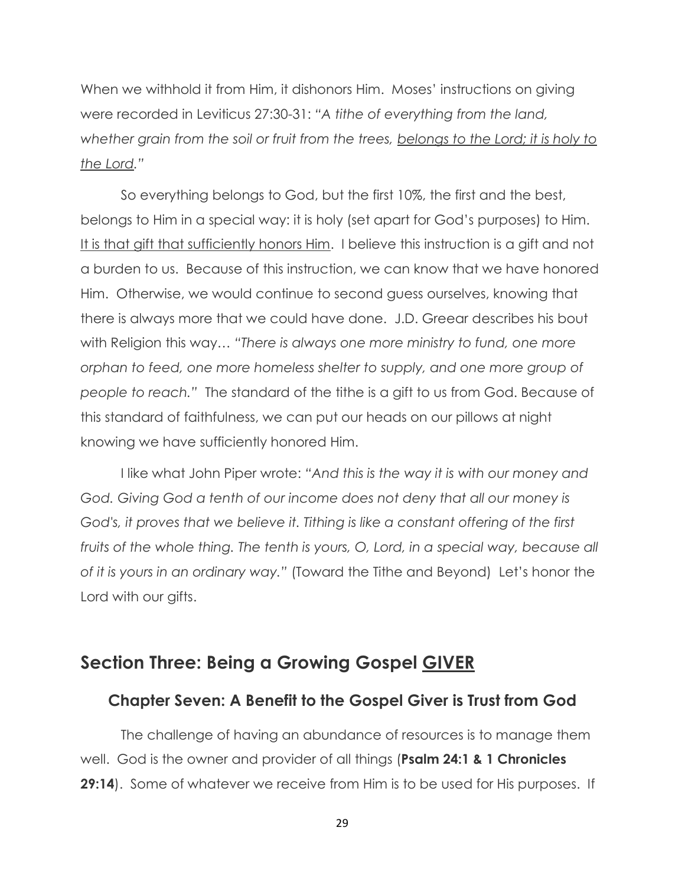When we withhold it from Him, it dishonors Him. Moses' instructions on giving were recorded in Leviticus 27:30-31: *"A tithe of everything from the land, whether grain from the soil or fruit from the trees, <u>belongs to the Lord; it is holy to the Lord</u>."*

So everything belongs to God, but the first 10%, the first and the best, belongs to Him in a special way: it is holy (set apart for God's purposes) to Him. <u>It is that gift that sufficiently honors Him</u>. I believe this instruction is a gift and not a burden to us. Because of this instruction, we can know that we have honored Him. Otherwise, we would continue to second guess ourselves, knowing that there is always more that we could have done. J.D. Greear describes his bout with Religion this way… *"There is always one more ministry to fund, one more orphan to feed, one more homeless shelter to supply, and one more group of people to reach."* The standard of the tithe is a gift to us from God. Because of this standard of faithfulness, we can put our heads on our pillows at night knowing we have sufficiently honored Him.

I like what John Piper wrote: *"And this is the way it is with our money and God. Giving God a tenth of our income does not deny that all our money is God's, it proves that we believe it. Tithing is like a constant offering of the first fruits of the whole thing. The tenth is yours, O, Lord, in a special way, because all of it is yours in an ordinary way."* (Toward the Tithe and Beyond) Let's honor the Lord with our gifts.

## Section Three: Being a Growing Gospel <u>GIVER</u>

### Chapter Seven: A Benefit to the Gospel Giver is Trust from God

The challenge of having an abundance of resources is to manage them well. God is the owner and provider of all things (**Psalm 24:1 & 1 Chronicles 29:14**). Some of whatever we receive from Him is to be used for His purposes. If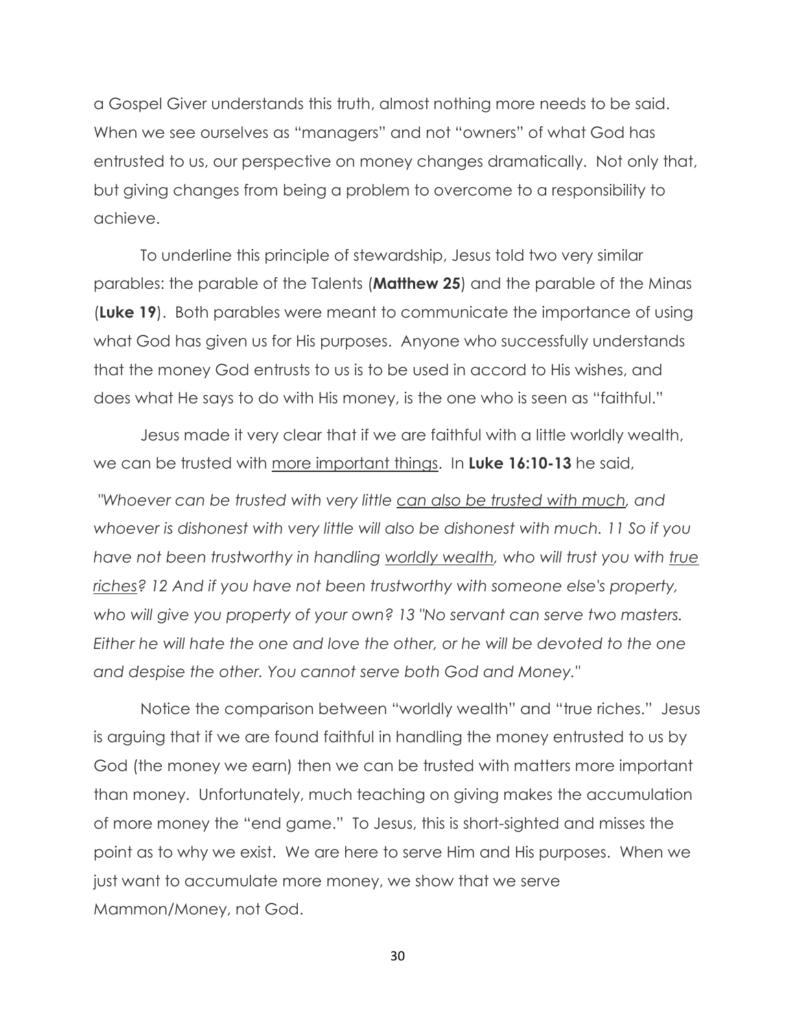a Gospel Giver understands this truth, almost nothing more needs to be said. When we see ourselves as "managers" and not "owners" of what God has entrusted to us, our perspective on money changes dramatically. Not only that, but giving changes from being a problem to overcome to a responsibility to achieve.

To underline this principle of stewardship, Jesus told two very similar parables: the parable of the Talents (**Matthew 25**) and the parable of the Minas (**Luke 19**). Both parables were meant to communicate the importance of using what God has given us for His purposes. Anyone who successfully understands that the money God entrusts to us is to be used in accord to His wishes, and does what He says to do with His money, is the one who is seen as "faithful."

Jesus made it very clear that if we are faithful with a little worldly wealth, we can be trusted with <u>more important things</u>. In **Luke 16:10-13** he said,

*"Whoever can be trusted with very little <u>can also be trusted with much</u>, and whoever is dishonest with very little will also be dishonest with much. 11 So if you have not been trustworthy in handling <u>worldly wealth</u>, who will trust you with <u>true riches</u>? 12 And if you have not been trustworthy with someone else's property, who will give you property of your own? 13 "No servant can serve two masters. Either he will hate the one and love the other, or he will be devoted to the one and despise the other. You cannot serve both God and Money."*

Notice the comparison between "worldly wealth" and "true riches." Jesus is arguing that if we are found faithful in handling the money entrusted to us by God (the money we earn) then we can be trusted with matters more important than money. Unfortunately, much teaching on giving makes the accumulation of more money the "end game." To Jesus, this is short-sighted and misses the point as to why we exist. We are here to serve Him and His purposes. When we just want to accumulate more money, we show that we serve Mammon/Money, not God.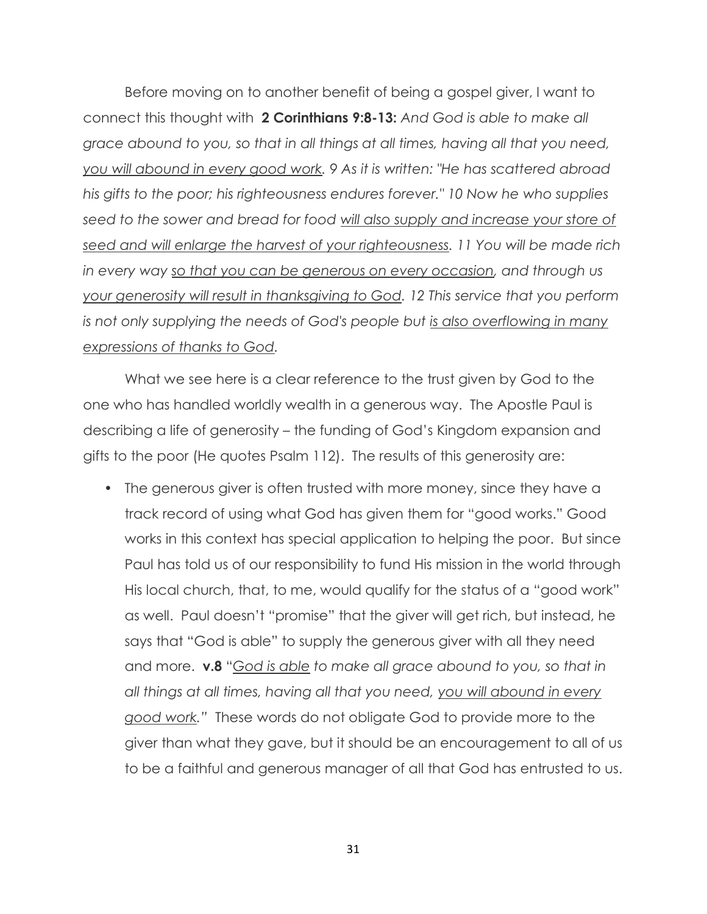Before moving on to another benefit of being a gospel giver, I want to connect this thought with **2 Corinthians 9:8-13:** *And God is able to make all grace abound to you, so that in all things at all times, having all that you need, <u>you will abound in every good work</u>. 9 As it is written: "He has scattered abroad his gifts to the poor; his righteousness endures forever." 10 Now he who supplies seed to the sower and bread for food <u>will also supply and increase your store of seed and will enlarge the harvest of your righteousness</u>. 11 You will be made rich in every way <u>so that you can be generous on every occasion</u>, and through us <u>your generosity will result in thanksgiving to God</u>. 12 This service that you perform is not only supplying the needs of God's people but <u>is also overflowing in many expressions of thanks to God</u>.*

What we see here is a clear reference to the trust given by God to the one who has handled worldly wealth in a generous way. The Apostle Paul is describing a life of generosity – the funding of God's Kingdom expansion and gifts to the poor (He quotes Psalm 112). The results of this generosity are:

- The generous giver is often trusted with more money, since they have a track record of using what God has given them for "good works." Good works in this context has special application to helping the poor. But since Paul has told us of our responsibility to fund His mission in the world through His local church, that, to me, would qualify for the status of a "good work" as well. Paul doesn't "promise" that the giver will get rich, but instead, he says that "God is able" to supply the generous giver with all they need and more. **v.8** "*<u>God is able</u> to make all grace abound to you, so that in all things at all times, having all that you need, <u>you will abound in every good work</u>.*" These words do not obligate God to provide more to the giver than what they gave, but it should be an encouragement to all of us to be a faithful and generous manager of all that God has entrusted to us.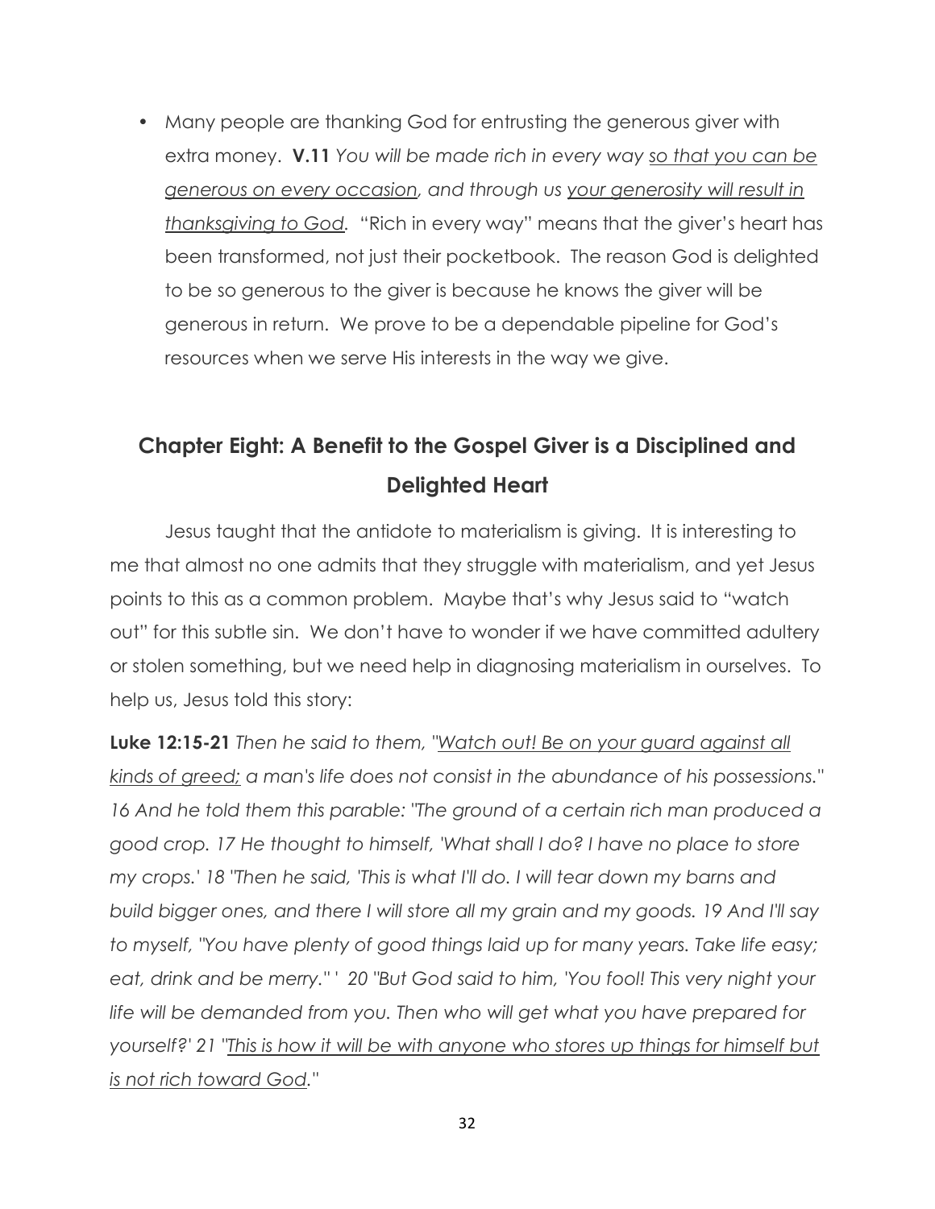- Many people are thanking God for entrusting the generous giver with extra money. **V.11** *You will be made rich in every way <u>so that you can be generous on every occasion</u>, and through us <u>your generosity will result in thanksgiving to God</u>.* "Rich in every way" means that the giver's heart has been transformed, not just their pocketbook. The reason God is delighted to be so generous to the giver is because he knows the giver will be generous in return. We prove to be a dependable pipeline for God's resources when we serve His interests in the way we give.

## Chapter Eight: A Benefit to the Gospel Giver is a Disciplined and Delighted Heart

Jesus taught that the antidote to materialism is giving. It is interesting to me that almost no one admits that they struggle with materialism, and yet Jesus points to this as a common problem. Maybe that's why Jesus said to "watch out" for this subtle sin. We don't have to wonder if we have committed adultery or stolen something, but we need help in diagnosing materialism in ourselves. To help us, Jesus told this story:

**Luke 12:15-21** *Then he said to them, "<u>Watch out! Be on your guard against all kinds of greed;</u> a man's life does not consist in the abundance of his possessions." 16 And he told them this parable: "The ground of a certain rich man produced a good crop. 17 He thought to himself, 'What shall I do? I have no place to store my crops.' 18 "Then he said, 'This is what I'll do. I will tear down my barns and build bigger ones, and there I will store all my grain and my goods. 19 And I'll say to myself, "You have plenty of good things laid up for many years. Take life easy; eat, drink and be merry." ' 20 "But God said to him, 'You fool! This very night your life will be demanded from you. Then who will get what you have prepared for yourself?' 21 "<u>This is how it will be with anyone who stores up things for himself but is not rich toward God</u>."*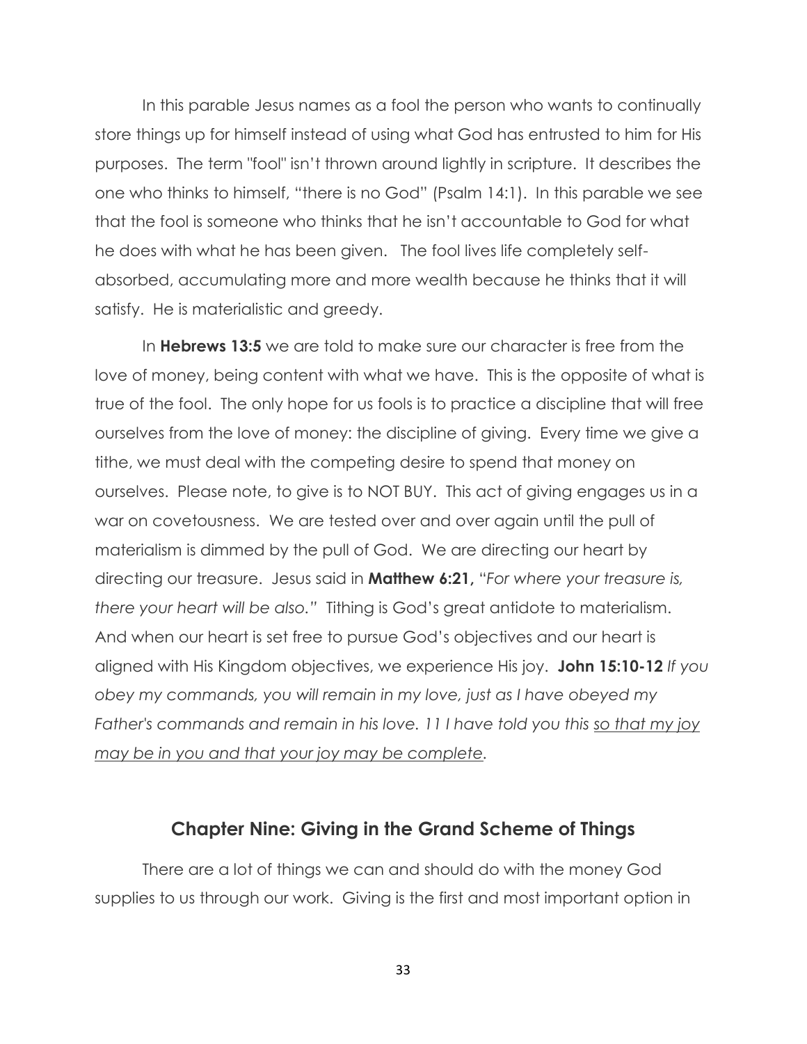In this parable Jesus names as a fool the person who wants to continually store things up for himself instead of using what God has entrusted to him for His purposes. The term "fool" isn't thrown around lightly in scripture. It describes the one who thinks to himself, "there is no God" (Psalm 14:1). In this parable we see that the fool is someone who thinks that he isn't accountable to God for what he does with what he has been given. The fool lives life completely self-absorbed, accumulating more and more wealth because he thinks that it will satisfy. He is materialistic and greedy.

In **Hebrews 13:5** we are told to make sure our character is free from the love of money, being content with what we have. This is the opposite of what is true of the fool. The only hope for us fools is to practice a discipline that will free ourselves from the love of money: the discipline of giving. Every time we give a tithe, we must deal with the competing desire to spend that money on ourselves. Please note, to give is to NOT BUY. This act of giving engages us in a war on covetousness. We are tested over and over again until the pull of materialism is dimmed by the pull of God. We are directing our heart by directing our treasure. Jesus said in **Matthew 6:21,** "*For where your treasure is, there your heart will be also."* Tithing is God's great antidote to materialism. And when our heart is set free to pursue God's objectives and our heart is aligned with His Kingdom objectives, we experience His joy. **John 15:10-12** *If you obey my commands, you will remain in my love, just as I have obeyed my Father's commands and remain in his love. 11 I have told you this <u>so that my joy may be in you and that your joy may be complete</u>.*

## Chapter Nine: Giving in the Grand Scheme of Things

There are a lot of things we can and should do with the money God supplies to us through our work. Giving is the first and most important option in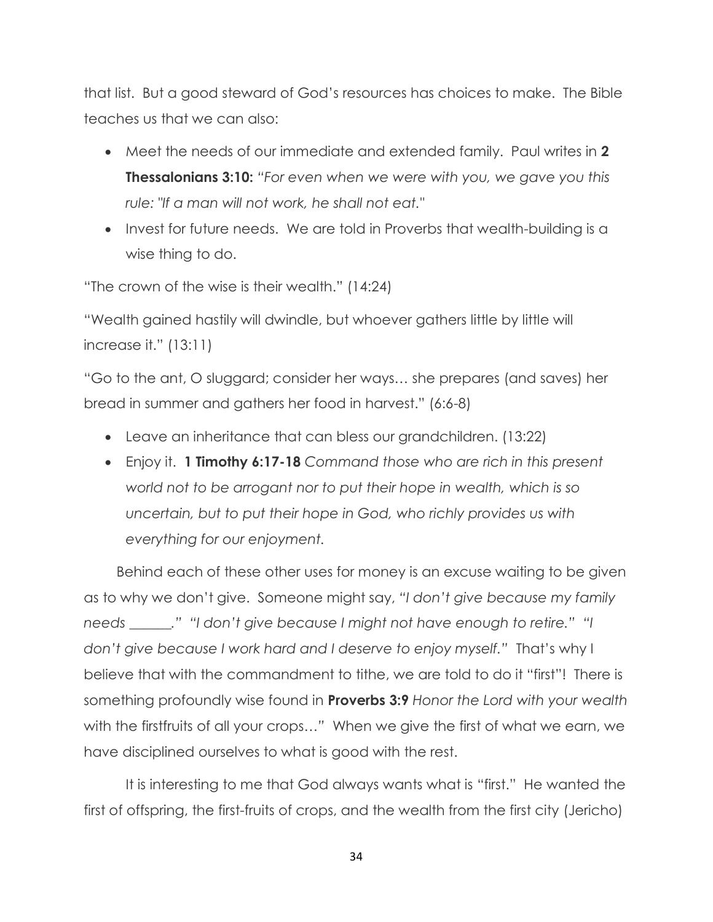that list. But a good steward of God's resources has choices to make. The Bible teaches us that we can also:

- Meet the needs of our immediate and extended family. Paul writes in **2 Thessalonians 3:10:** *"For even when we were with you, we gave you this rule: "If a man will not work, he shall not eat."*
- Invest for future needs. We are told in Proverbs that wealth-building is a wise thing to do.

"The crown of the wise is their wealth." (14:24)

"Wealth gained hastily will dwindle, but whoever gathers little by little will increase it." (13:11)

"Go to the ant, O sluggard; consider her ways… she prepares (and saves) her bread in summer and gathers her food in harvest." (6:6-8)

- Leave an inheritance that can bless our grandchildren. (13:22)
- Enjoy it. **1 Timothy 6:17-18** *Command those who are rich in this present world not to be arrogant nor to put their hope in wealth, which is so uncertain, but to put their hope in God, who richly provides us with everything for our enjoyment.*

Behind each of these other uses for money is an excuse waiting to be given as to why we don't give. Someone might say, *"I don't give because my family needs ______." "I don't give because I might not have enough to retire." "I don't give because I work hard and I deserve to enjoy myself."* That's why I believe that with the commandment to tithe, we are told to do it "first"! There is something profoundly wise found in **Proverbs 3:9** *Honor the Lord with your wealth* with the firstfruits of all your crops…" When we give the first of what we earn, we have disciplined ourselves to what is good with the rest.

It is interesting to me that God always wants what is "first." He wanted the first of offspring, the first-fruits of crops, and the wealth from the first city (Jericho)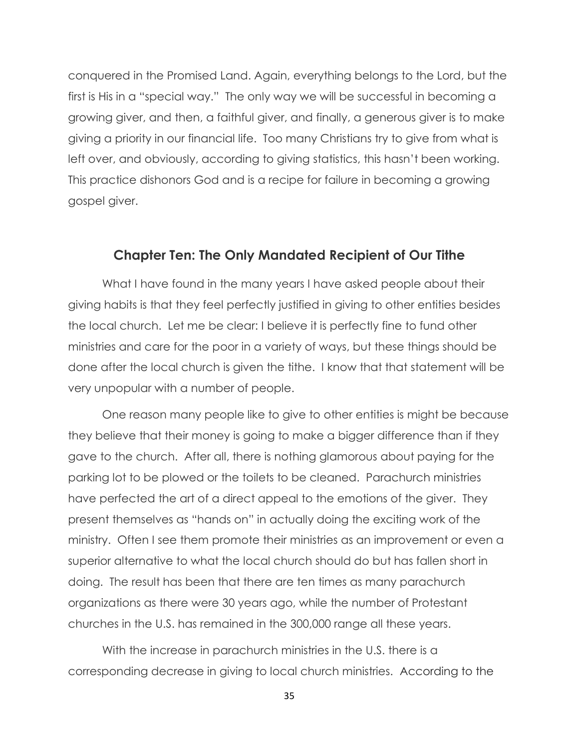conquered in the Promised Land. Again, everything belongs to the Lord, but the first is His in a "special way." The only way we will be successful in becoming a growing giver, and then, a faithful giver, and finally, a generous giver is to make giving a priority in our financial life. Too many Christians try to give from what is left over, and obviously, according to giving statistics, this hasn't been working. This practice dishonors God and is a recipe for failure in becoming a growing gospel giver.

## Chapter Ten: The Only Mandated Recipient of Our Tithe

What I have found in the many years I have asked people about their giving habits is that they feel perfectly justified in giving to other entities besides the local church. Let me be clear: I believe it is perfectly fine to fund other ministries and care for the poor in a variety of ways, but these things should be done after the local church is given the tithe. I know that that statement will be very unpopular with a number of people.

One reason many people like to give to other entities is might be because they believe that their money is going to make a bigger difference than if they gave to the church. After all, there is nothing glamorous about paying for the parking lot to be plowed or the toilets to be cleaned. Parachurch ministries have perfected the art of a direct appeal to the emotions of the giver. They present themselves as "hands on" in actually doing the exciting work of the ministry. Often I see them promote their ministries as an improvement or even a superior alternative to what the local church should do but has fallen short in doing. The result has been that there are ten times as many parachurch organizations as there were 30 years ago, while the number of Protestant churches in the U.S. has remained in the 300,000 range all these years.

With the increase in parachurch ministries in the U.S. there is a corresponding decrease in giving to local church ministries. According to the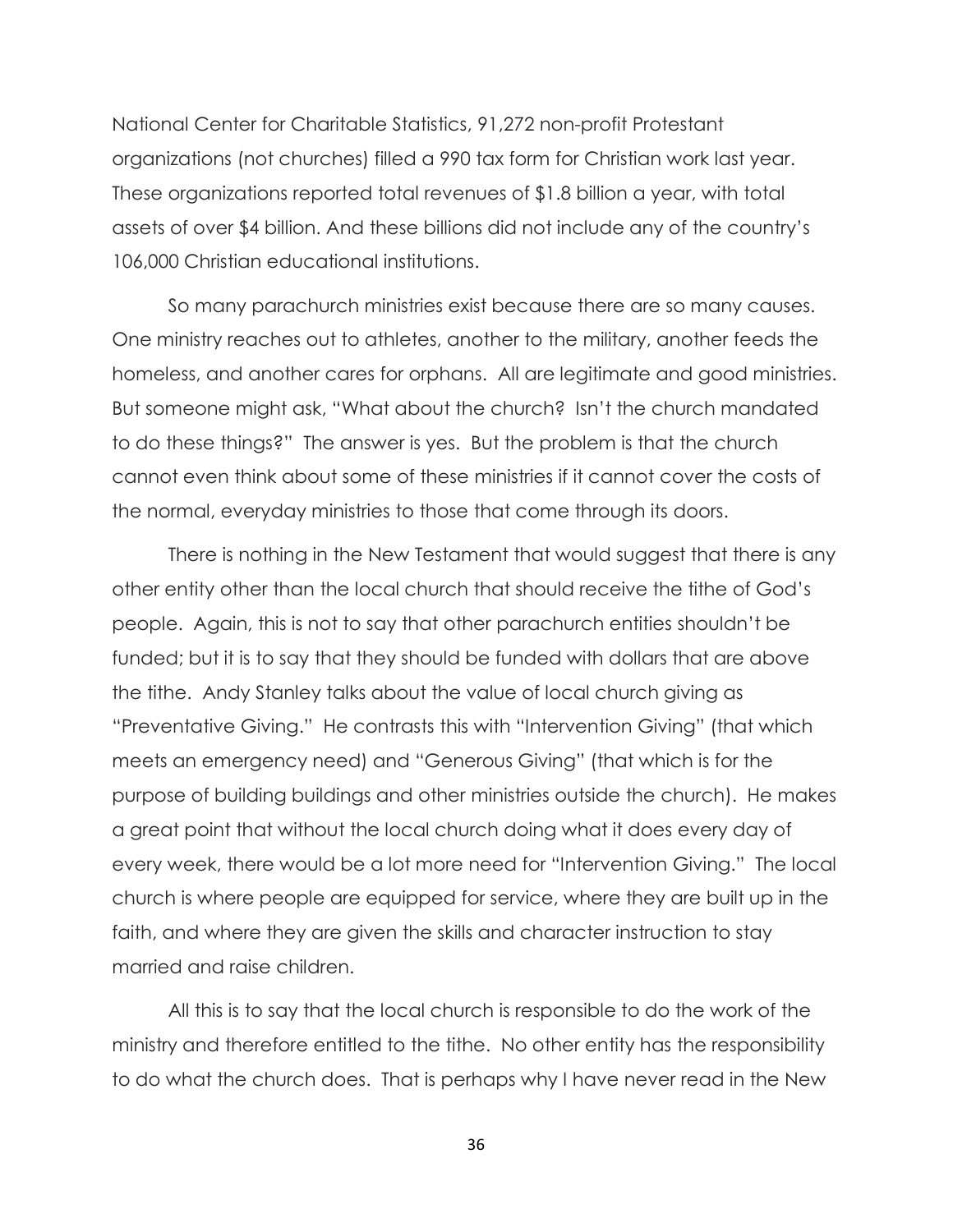National Center for Charitable Statistics, 91,272 non-profit Protestant organizations (not churches) filled a 990 tax form for Christian work last year. These organizations reported total revenues of $1.8 billion a year, with total assets of over $4 billion. And these billions did not include any of the country's 106,000 Christian educational institutions.

So many parachurch ministries exist because there are so many causes. One ministry reaches out to athletes, another to the military, another feeds the homeless, and another cares for orphans. All are legitimate and good ministries. But someone might ask, "What about the church? Isn't the church mandated to do these things?" The answer is yes. But the problem is that the church cannot even think about some of these ministries if it cannot cover the costs of the normal, everyday ministries to those that come through its doors.

There is nothing in the New Testament that would suggest that there is any other entity other than the local church that should receive the tithe of God's people. Again, this is not to say that other parachurch entities shouldn't be funded; but it is to say that they should be funded with dollars that are above the tithe. Andy Stanley talks about the value of local church giving as "Preventative Giving." He contrasts this with "Intervention Giving" (that which meets an emergency need) and "Generous Giving" (that which is for the purpose of building buildings and other ministries outside the church). He makes a great point that without the local church doing what it does every day of every week, there would be a lot more need for "Intervention Giving." The local church is where people are equipped for service, where they are built up in the faith, and where they are given the skills and character instruction to stay married and raise children.

All this is to say that the local church is responsible to do the work of the ministry and therefore entitled to the tithe. No other entity has the responsibility to do what the church does. That is perhaps why I have never read in the New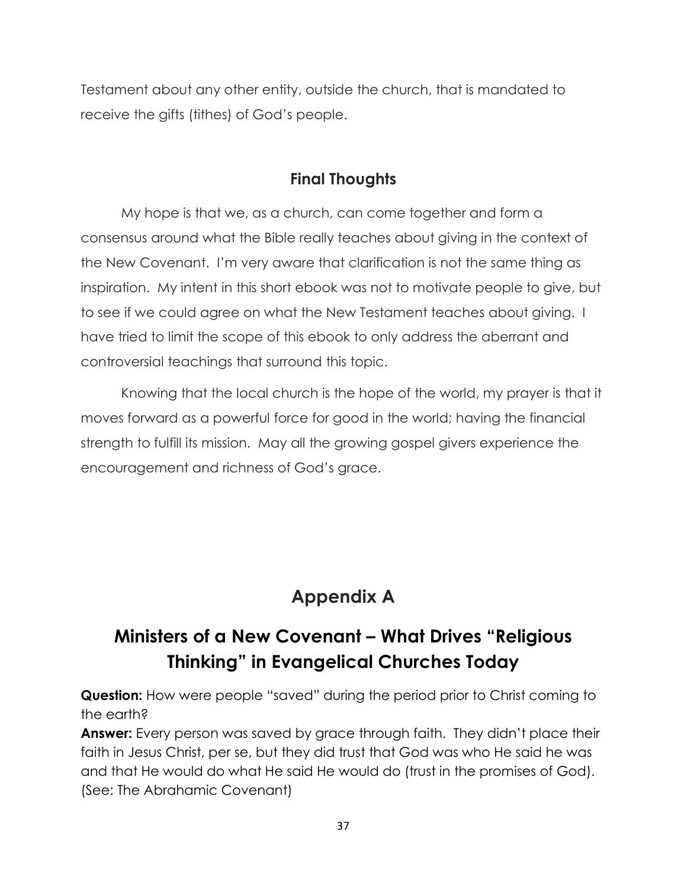Testament about any other entity, outside the church, that is mandated to receive the gifts (tithes) of God's people.

## Final Thoughts

My hope is that we, as a church, can come together and form a consensus around what the Bible really teaches about giving in the context of the New Covenant. I'm very aware that clarification is not the same thing as inspiration. My intent in this short ebook was not to motivate people to give, but to see if we could agree on what the New Testament teaches about giving. I have tried to limit the scope of this ebook to only address the aberrant and controversial teachings that surround this topic.

Knowing that the local church is the hope of the world, my prayer is that it moves forward as a powerful force for good in the world; having the financial strength to fulfill its mission. May all the growing gospel givers experience the encouragement and richness of God's grace.

# Appendix A

# Ministers of a New Covenant – What Drives "Religious Thinking" in Evangelical Churches Today

**Question:** How were people "saved" during the period prior to Christ coming to the earth?
**Answer:** Every person was saved by grace through faith. They didn't place their faith in Jesus Christ, per se, but they did trust that God was who He said he was and that He would do what He said He would do (trust in the promises of God). (See: The Abrahamic Covenant)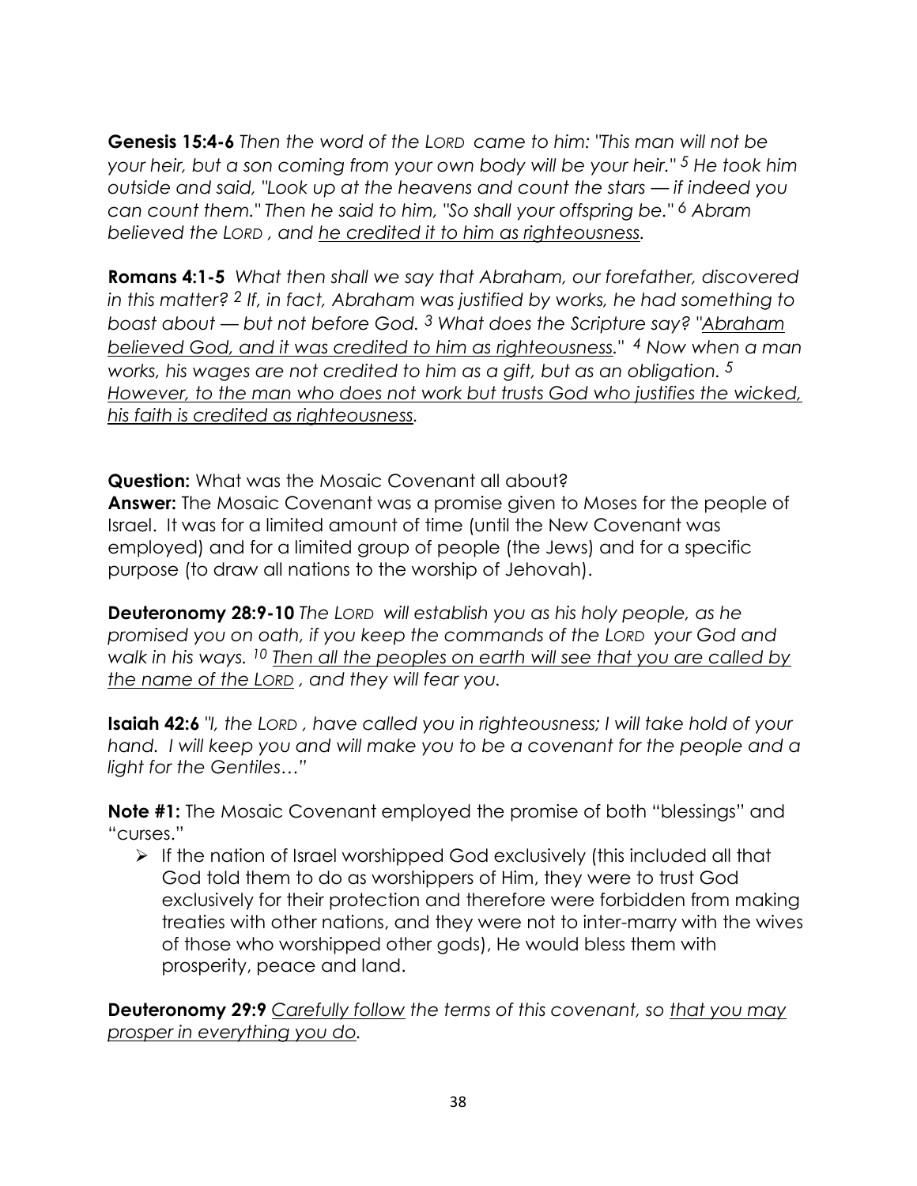**Genesis 15:4-6** *Then the word of the LORD came to him: "This man will not be your heir, but a son coming from your own body will be your heir." [5] He took him outside and said, "Look up at the heavens and count the stars — if indeed you can count them." Then he said to him, "So shall your offspring be." [6] Abram believed the LORD , and <u>he credited it to him as righteousness</u>.*

**Romans 4:1-5** *What then shall we say that Abraham, our forefather, discovered in this matter? [2] If, in fact, Abraham was justified by works, he had something to boast about — but not before God. [3] What does the Scripture say? "<u>Abraham believed God, and it was credited to him as righteousness</u>." [4] Now when a man works, his wages are not credited to him as a gift, but as an obligation. [5] <u>However, to the man who does not work but trusts God who justifies the wicked, his faith is credited as righteousness</u>.*

**Question:** What was the Mosaic Covenant all about?
**Answer:** The Mosaic Covenant was a promise given to Moses for the people of Israel. It was for a limited amount of time (until the New Covenant was employed) and for a limited group of people (the Jews) and for a specific purpose (to draw all nations to the worship of Jehovah).

**Deuteronomy 28:9-10** *The LORD will establish you as his holy people, as he promised you on oath, if you keep the commands of the LORD your God and walk in his ways. [10] <u>Then all the peoples on earth will see that you are called by the name of the LORD</u> , and they will fear you.*

**Isaiah 42:6** *"I, the LORD , have called you in righteousness; I will take hold of your hand. I will keep you and will make you to be a covenant for the people and a light for the Gentiles…"*

**Note #1:** The Mosaic Covenant employed the promise of both "blessings" and "curses."

- If the nation of Israel worshipped God exclusively (this included all that God told them to do as worshippers of Him, they were to trust God exclusively for their protection and therefore were forbidden from making treaties with other nations, and they were not to inter-marry with the wives of those who worshipped other gods), He would bless them with prosperity, peace and land.

**Deuteronomy 29:9** *<u>Carefully follow</u> the terms of this covenant, so <u>that you may prosper in everything you do</u>.*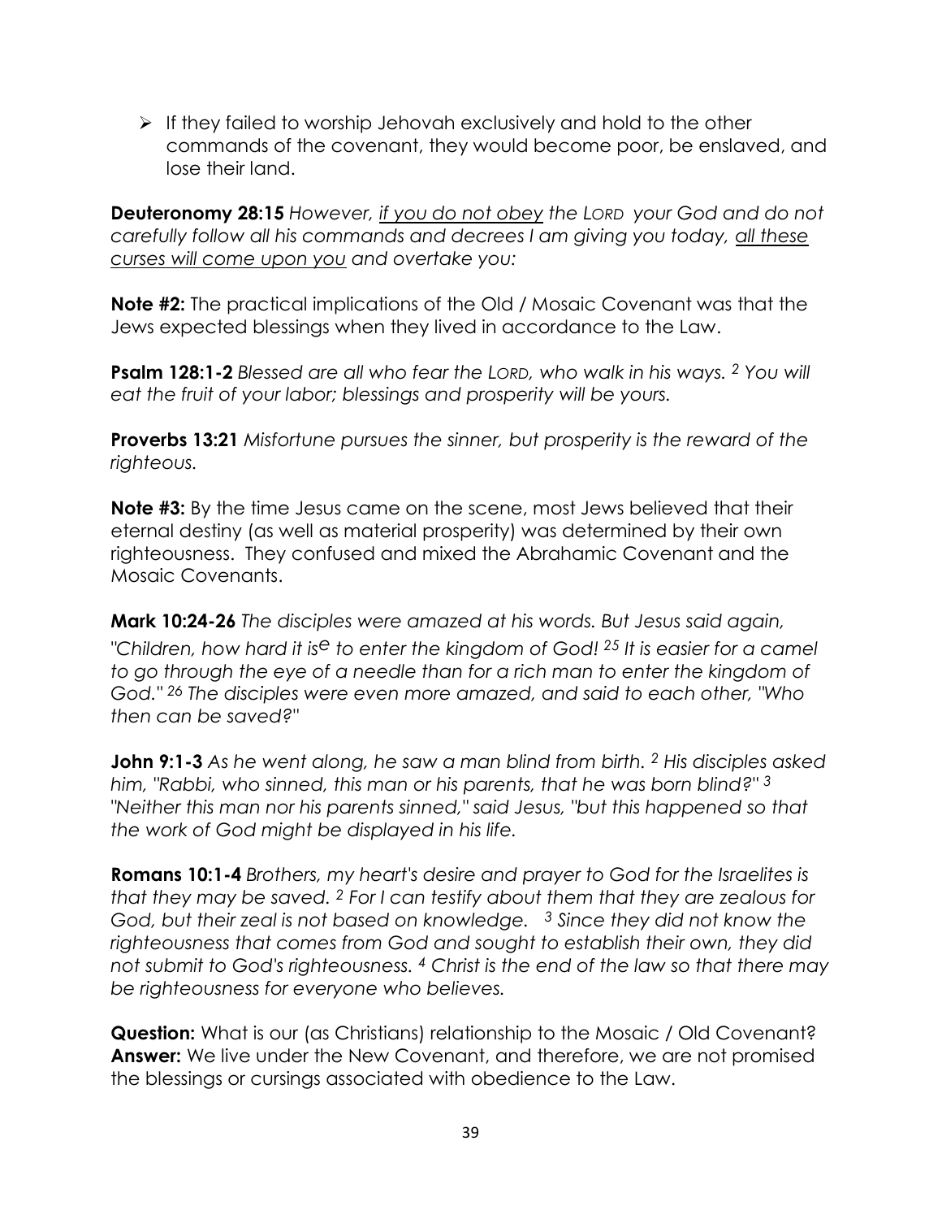- If they failed to worship Jehovah exclusively and hold to the other commands of the covenant, they would become poor, be enslaved, and lose their land.

**Deuteronomy 28:15** *However, <u>if you do not obey</u> the LORD your God and do not carefully follow all his commands and decrees I am giving you today, <u>all these curses will come upon you</u> and overtake you:*

**Note #2:** The practical implications of the Old / Mosaic Covenant was that the Jews expected blessings when they lived in accordance to the Law.

**Psalm 128:1-2** *Blessed are all who fear the LORD, who walk in his ways. [2] You will eat the fruit of your labor; blessings and prosperity will be yours.*

**Proverbs 13:21** *Misfortune pursues the sinner, but prosperity is the reward of the righteous.*

**Note #3:** By the time Jesus came on the scene, most Jews believed that their eternal destiny (as well as material prosperity) was determined by their own righteousness. They confused and mixed the Abrahamic Covenant and the Mosaic Covenants.

**Mark 10:24-26** *The disciples were amazed at his words. But Jesus said again, "Children, how hard it is[e] to enter the kingdom of God! [25] It is easier for a camel to go through the eye of a needle than for a rich man to enter the kingdom of God." [26] The disciples were even more amazed, and said to each other, "Who then can be saved?"*

**John 9:1-3** *As he went along, he saw a man blind from birth. [2] His disciples asked him, "Rabbi, who sinned, this man or his parents, that he was born blind?" [3] "Neither this man nor his parents sinned," said Jesus, "but this happened so that the work of God might be displayed in his life.*

**Romans 10:1-4** *Brothers, my heart's desire and prayer to God for the Israelites is that they may be saved. [2] For I can testify about them that they are zealous for God, but their zeal is not based on knowledge. [3] Since they did not know the righteousness that comes from God and sought to establish their own, they did not submit to God's righteousness. [4] Christ is the end of the law so that there may be righteousness for everyone who believes.*

**Question:** What is our (as Christians) relationship to the Mosaic / Old Covenant?
**Answer:** We live under the New Covenant, and therefore, we are not promised the blessings or cursings associated with obedience to the Law.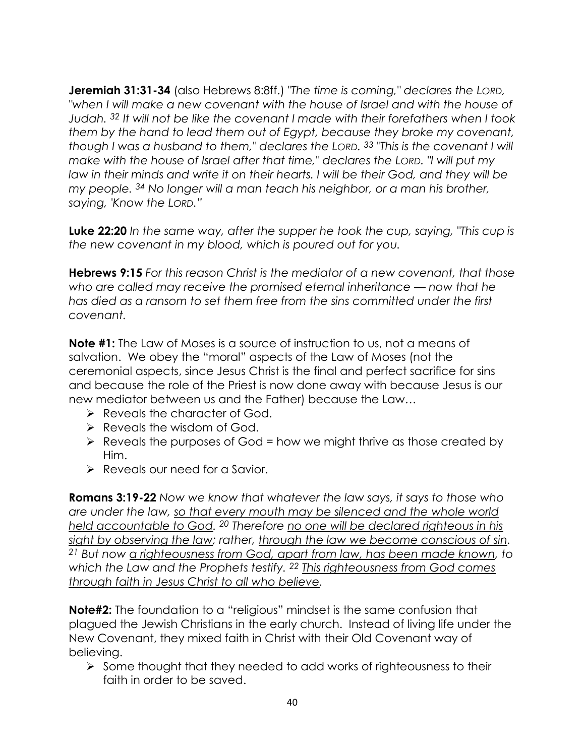**Jeremiah 31:31-34** (also Hebrews 8:8ff.) *"The time is coming," declares the LORD, "when I will make a new covenant with the house of Israel and with the house of Judah. [32] It will not be like the covenant I made with their forefathers when I took them by the hand to lead them out of Egypt, because they broke my covenant, though I was a husband to them," declares the LORD. [33] "This is the covenant I will make with the house of Israel after that time," declares the LORD. "I will put my law in their minds and write it on their hearts. I will be their God, and they will be my people. [34] No longer will a man teach his neighbor, or a man his brother, saying, 'Know the LORD."*

**Luke 22:20** *In the same way, after the supper he took the cup, saying, "This cup is the new covenant in my blood, which is poured out for you.*

**Hebrews 9:15** *For this reason Christ is the mediator of a new covenant, that those who are called may receive the promised eternal inheritance — now that he has died as a ransom to set them free from the sins committed under the first covenant.*

**Note #1:** The Law of Moses is a source of instruction to us, not a means of salvation. We obey the "moral" aspects of the Law of Moses (not the ceremonial aspects, since Jesus Christ is the final and perfect sacrifice for sins and because the role of the Priest is now done away with because Jesus is our new mediator between us and the Father) because the Law…

- Reveals the character of God.
- Reveals the wisdom of God.
- Reveals the purposes of God = how we might thrive as those created by Him.
- Reveals our need for a Savior.

**Romans 3:19-22** *Now we know that whatever the law says, it says to those who are under the law, <u>so that every mouth may be silenced and the whole world held accountable to God</u>. [20] Therefore <u>no one will be declared righteous in his sight by observing the law</u>; rather, <u>through the law we become conscious of sin</u>. [21] But now <u>a righteousness from God, apart from law, has been made known</u>, to which the Law and the Prophets testify. [22] <u>This righteousness from God comes through faith in Jesus Christ to all who believe</u>.*

**Note#2:** The foundation to a "religious" mindset is the same confusion that plagued the Jewish Christians in the early church. Instead of living life under the New Covenant, they mixed faith in Christ with their Old Covenant way of believing.

- Some thought that they needed to add works of righteousness to their faith in order to be saved.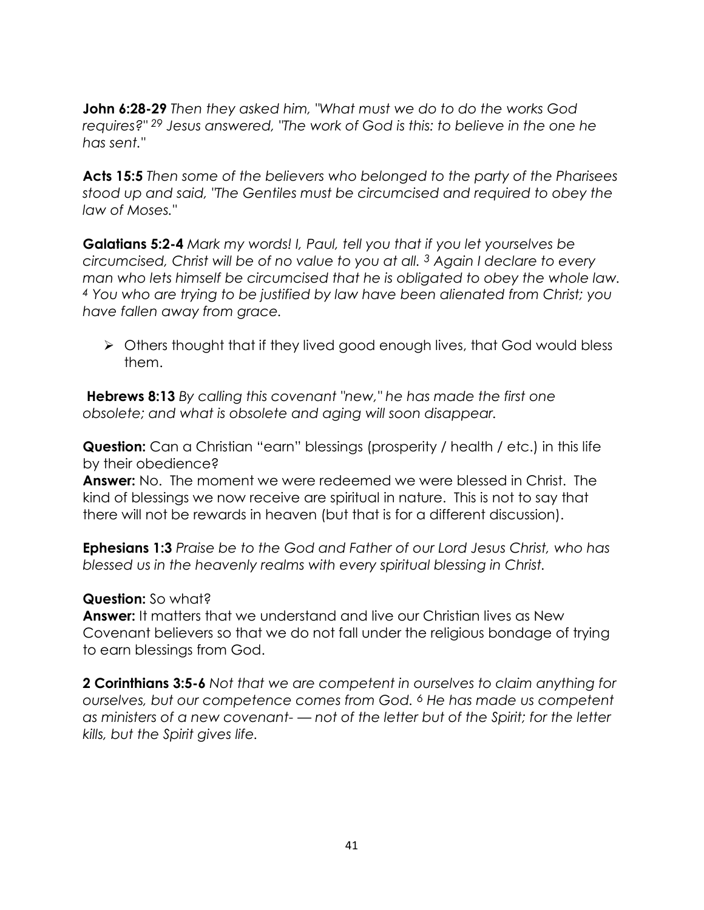**John 6:28-29** *Then they asked him, "What must we do to do the works God requires?" 29 Jesus answered, "The work of God is this: to believe in the one he has sent."*

**Acts 15:5** *Then some of the believers who belonged to the party of the Pharisees stood up and said, "The Gentiles must be circumcised and required to obey the law of Moses."*

**Galatians 5:2-4** *Mark my words! I, Paul, tell you that if you let yourselves be circumcised, Christ will be of no value to you at all. 3 Again I declare to every man who lets himself be circumcised that he is obligated to obey the whole law. 4 You who are trying to be justified by law have been alienated from Christ; you have fallen away from grace.*

- Others thought that if they lived good enough lives, that God would bless them.

**Hebrews 8:13** *By calling this covenant "new," he has made the first one obsolete; and what is obsolete and aging will soon disappear.*

**Question:** Can a Christian "earn" blessings (prosperity / health / etc.) in this life by their obedience?
**Answer:** No. The moment we were redeemed we were blessed in Christ. The kind of blessings we now receive are spiritual in nature. This is not to say that there will not be rewards in heaven (but that is for a different discussion).

**Ephesians 1:3** *Praise be to the God and Father of our Lord Jesus Christ, who has blessed us in the heavenly realms with every spiritual blessing in Christ.*

**Question:** So what?
**Answer:** It matters that we understand and live our Christian lives as New Covenant believers so that we do not fall under the religious bondage of trying to earn blessings from God.

**2 Corinthians 3:5-6** *Not that we are competent in ourselves to claim anything for ourselves, but our competence comes from God. 6 He has made us competent as ministers of a new covenant- — not of the letter but of the Spirit; for the letter kills, but the Spirit gives life.*